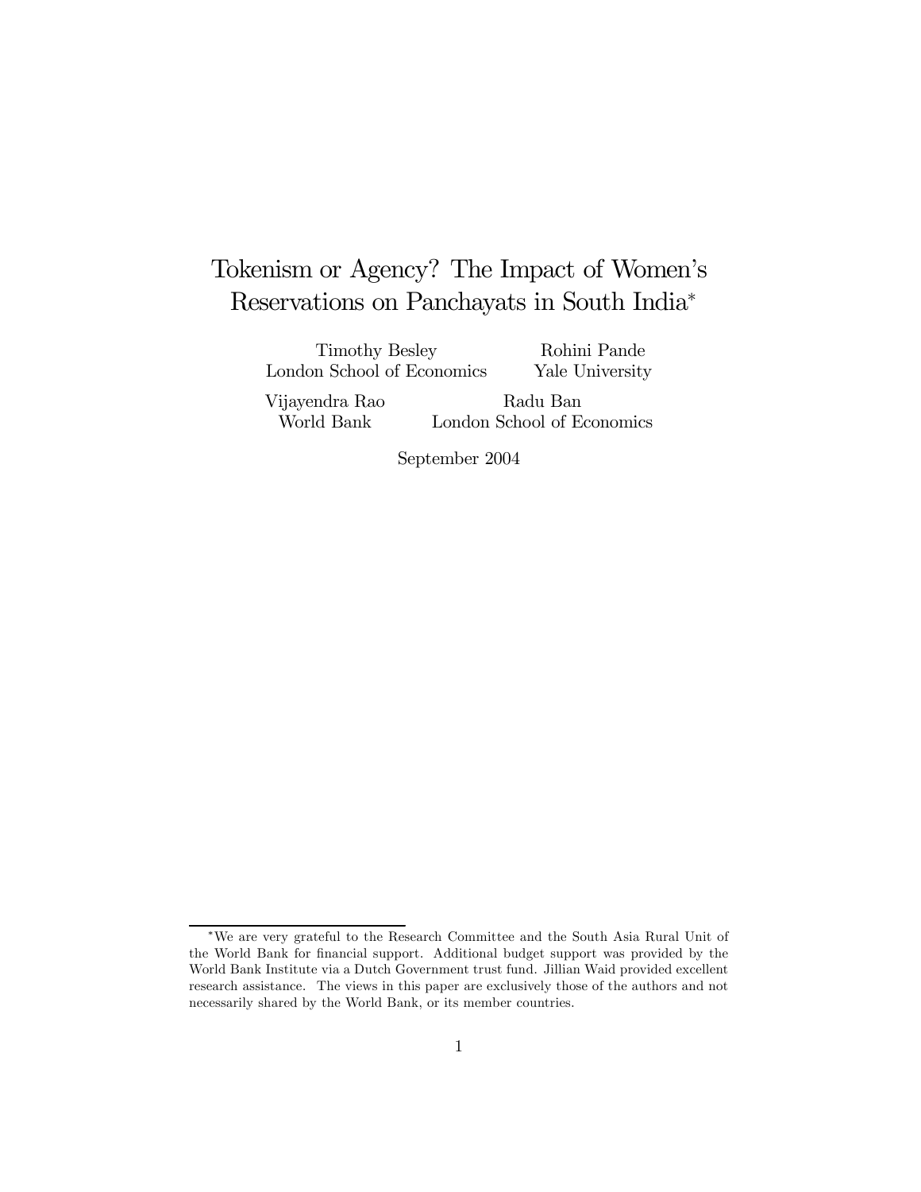# Tokenism or Agency? The Impact of Women's Reservations on Panchayats in South India*

Timothy Besley
London School of Economics

Rohini Pande
Yale University

Vijayendra Rao
World Bank

Radu Ban
London School of Economics

September 2004

*We are very grateful to the Research Committee and the South Asia Rural Unit of the World Bank for financial support. Additional budget support was provided by the World Bank Institute via a Dutch Government trust fund. Jillian Waid provided excellent research assistance. The views in this paper are exclusively those of the authors and not necessarily shared by the World Bank, or its member countries.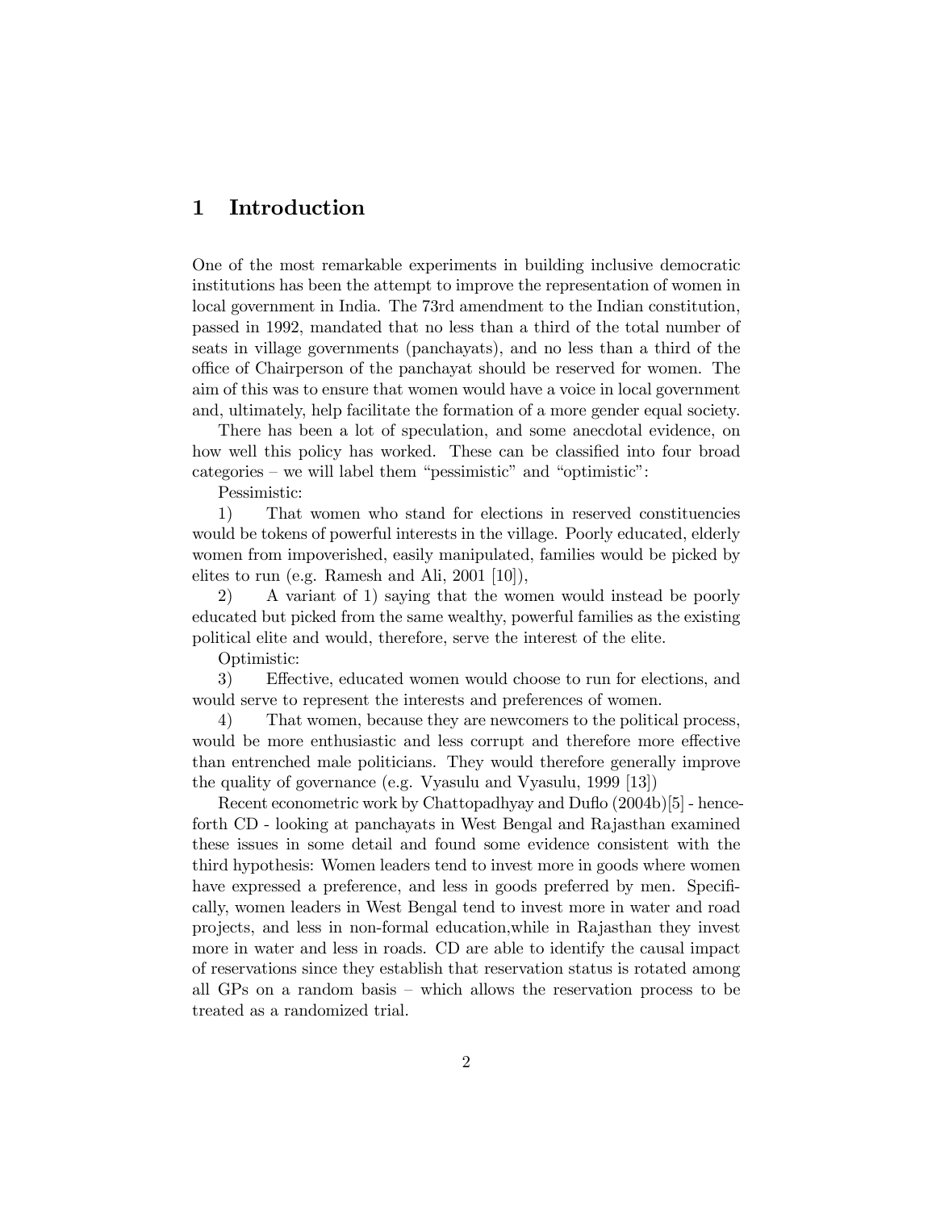# 1 Introduction

One of the most remarkable experiments in building inclusive democratic institutions has been the attempt to improve the representation of women in local government in India. The 73rd amendment to the Indian constitution, passed in 1992, mandated that no less than a third of the total number of seats in village governments (panchayats), and no less than a third of the office of Chairperson of the panchayat should be reserved for women. The aim of this was to ensure that women would have a voice in local government and, ultimately, help facilitate the formation of a more gender equal society.

There has been a lot of speculation, and some anecdotal evidence, on how well this policy has worked. These can be classified into four broad categories – we will label them "pessimistic" and "optimistic":

Pessimistic:

1) That women who stand for elections in reserved constituencies would be tokens of powerful interests in the village. Poorly educated, elderly women from impoverished, easily manipulated, families would be picked by elites to run (e.g. Ramesh and Ali, 2001 [10]),

2) A variant of 1) saying that the women would instead be poorly educated but picked from the same wealthy, powerful families as the existing political elite and would, therefore, serve the interest of the elite.

Optimistic:

3) Effective, educated women would choose to run for elections, and would serve to represent the interests and preferences of women.

4) That women, because they are newcomers to the political process, would be more enthusiastic and less corrupt and therefore more effective than entrenched male politicians. They would therefore generally improve the quality of governance (e.g. Vyasulu and Vyasulu, 1999 [13])

Recent econometric work by Chattopadhyay and Duflo (2004b)[5] - henceforth CD - looking at panchayats in West Bengal and Rajasthan examined these issues in some detail and found some evidence consistent with the third hypothesis: Women leaders tend to invest more in goods where women have expressed a preference, and less in goods preferred by men. Specifically, women leaders in West Bengal tend to invest more in water and road projects, and less in non-formal education,while in Rajasthan they invest more in water and less in roads. CD are able to identify the causal impact of reservations since they establish that reservation status is rotated among all GPs on a random basis – which allows the reservation process to be treated as a randomized trial.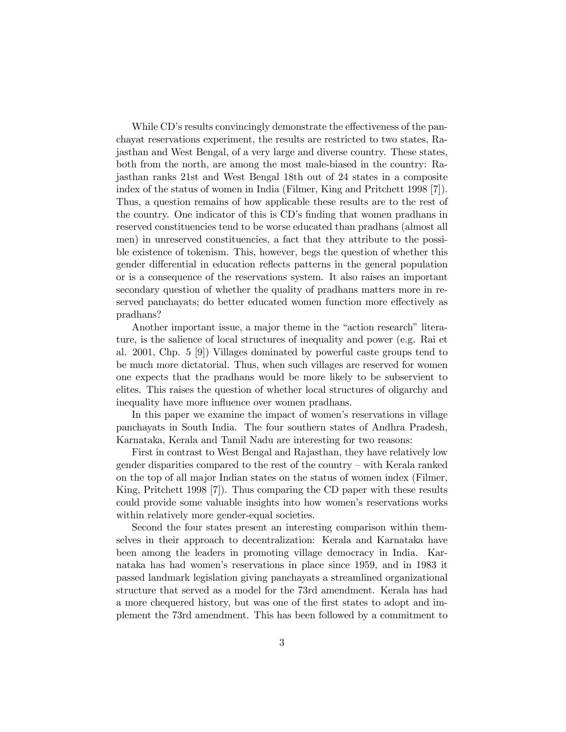While CD's results convincingly demonstrate the effectiveness of the panchayat reservations experiment, the results are restricted to two states, Rajasthan and West Bengal, of a very large and diverse country. These states, both from the north, are among the most male-biased in the country: Rajasthan ranks 21st and West Bengal 18th out of 24 states in a composite index of the status of women in India (Filmer, King and Pritchett 1998 [7]). Thus, a question remains of how applicable these results are to the rest of the country. One indicator of this is CD's finding that women pradhans in reserved constituencies tend to be worse educated than pradhans (almost all men) in unreserved constituencies, a fact that they attribute to the possible existence of tokenism. This, however, begs the question of whether this gender differential in education reflects patterns in the general population or is a consequence of the reservations system. It also raises an important secondary question of whether the quality of pradhans matters more in reserved panchayats; do better educated women function more effectively as pradhans?

Another important issue, a major theme in the "action research" literature, is the salience of local structures of inequality and power (e.g. Rai et al. 2001, Chp. 5 [9]) Villages dominated by powerful caste groups tend to be much more dictatorial. Thus, when such villages are reserved for women one expects that the pradhans would be more likely to be subservient to elites. This raises the question of whether local structures of oligarchy and inequality have more influence over women pradhans.

In this paper we examine the impact of women's reservations in village panchayats in South India. The four southern states of Andhra Pradesh, Karnataka, Kerala and Tamil Nadu are interesting for two reasons:

First in contrast to West Bengal and Rajasthan, they have relatively low gender disparities compared to the rest of the country – with Kerala ranked on the top of all major Indian states on the status of women index (Filmer, King, Pritchett 1998 [7]). Thus comparing the CD paper with these results could provide some valuable insights into how women's reservations works within relatively more gender-equal societies.

Second the four states present an interesting comparison within themselves in their approach to decentralization: Kerala and Karnataka have been among the leaders in promoting village democracy in India. Karnataka has had women's reservations in place since 1959, and in 1983 it passed landmark legislation giving panchayats a streamlined organizational structure that served as a model for the 73rd amendment. Kerala has had a more chequered history, but was one of the first states to adopt and implement the 73rd amendment. This has been followed by a commitment to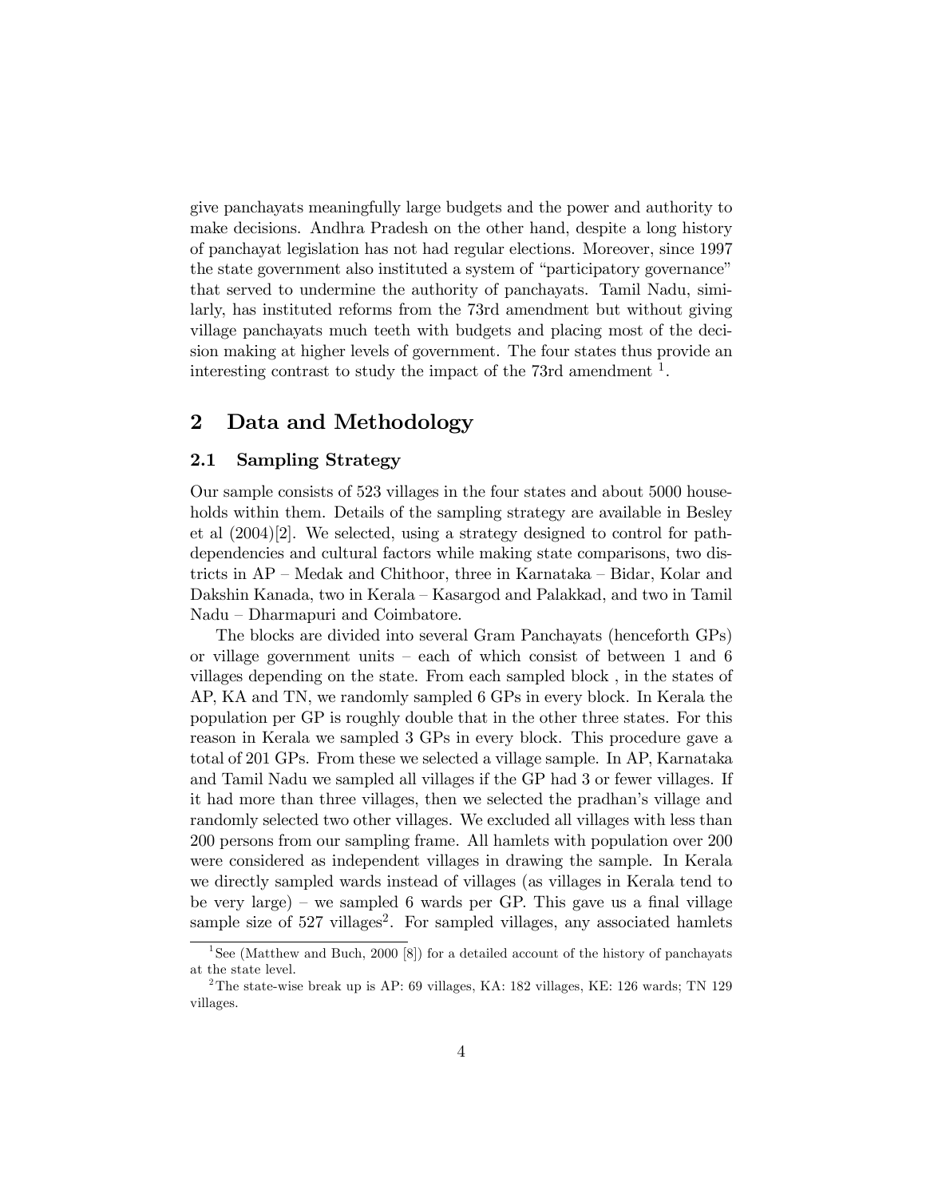give panchayats meaningfully large budgets and the power and authority to make decisions. Andhra Pradesh on the other hand, despite a long history of panchayat legislation has not had regular elections. Moreover, since 1997 the state government also instituted a system of "participatory governance" that served to undermine the authority of panchayats. Tamil Nadu, similarly, has instituted reforms from the 73rd amendment but without giving village panchayats much teeth with budgets and placing most of the decision making at higher levels of government. The four states thus provide an interesting contrast to study the impact of the 73rd amendment [1].

## 2 Data and Methodology

### 2.1 Sampling Strategy

Our sample consists of 523 villages in the four states and about 5000 households within them. Details of the sampling strategy are available in Besley et al (2004)[2]. We selected, using a strategy designed to control for path-dependencies and cultural factors while making state comparisons, two districts in AP – Medak and Chithoor, three in Karnataka – Bidar, Kolar and Dakshin Kanada, two in Kerala – Kasargod and Palakkad, and two in Tamil Nadu – Dharmapuri and Coimbatore.

The blocks are divided into several Gram Panchayats (henceforth GPs) or village government units – each of which consist of between 1 and 6 villages depending on the state. From each sampled block , in the states of AP, KA and TN, we randomly sampled 6 GPs in every block. In Kerala the population per GP is roughly double that in the other three states. For this reason in Kerala we sampled 3 GPs in every block. This procedure gave a total of 201 GPs. From these we selected a village sample. In AP, Karnataka and Tamil Nadu we sampled all villages if the GP had 3 or fewer villages. If it had more than three villages, then we selected the pradhan's village and randomly selected two other villages. We excluded all villages with less than 200 persons from our sampling frame. All hamlets with population over 200 were considered as independent villages in drawing the sample. In Kerala we directly sampled wards instead of villages (as villages in Kerala tend to be very large) – we sampled 6 wards per GP. This gave us a final village sample size of 527 villages[2]. For sampled villages, any associated hamlets

[1] See (Matthew and Buch, 2000 [8]) for a detailed account of the history of panchayats at the state level.

[2] The state-wise break up is AP: 69 villages, KA: 182 villages, KE: 126 wards; TN 129 villages.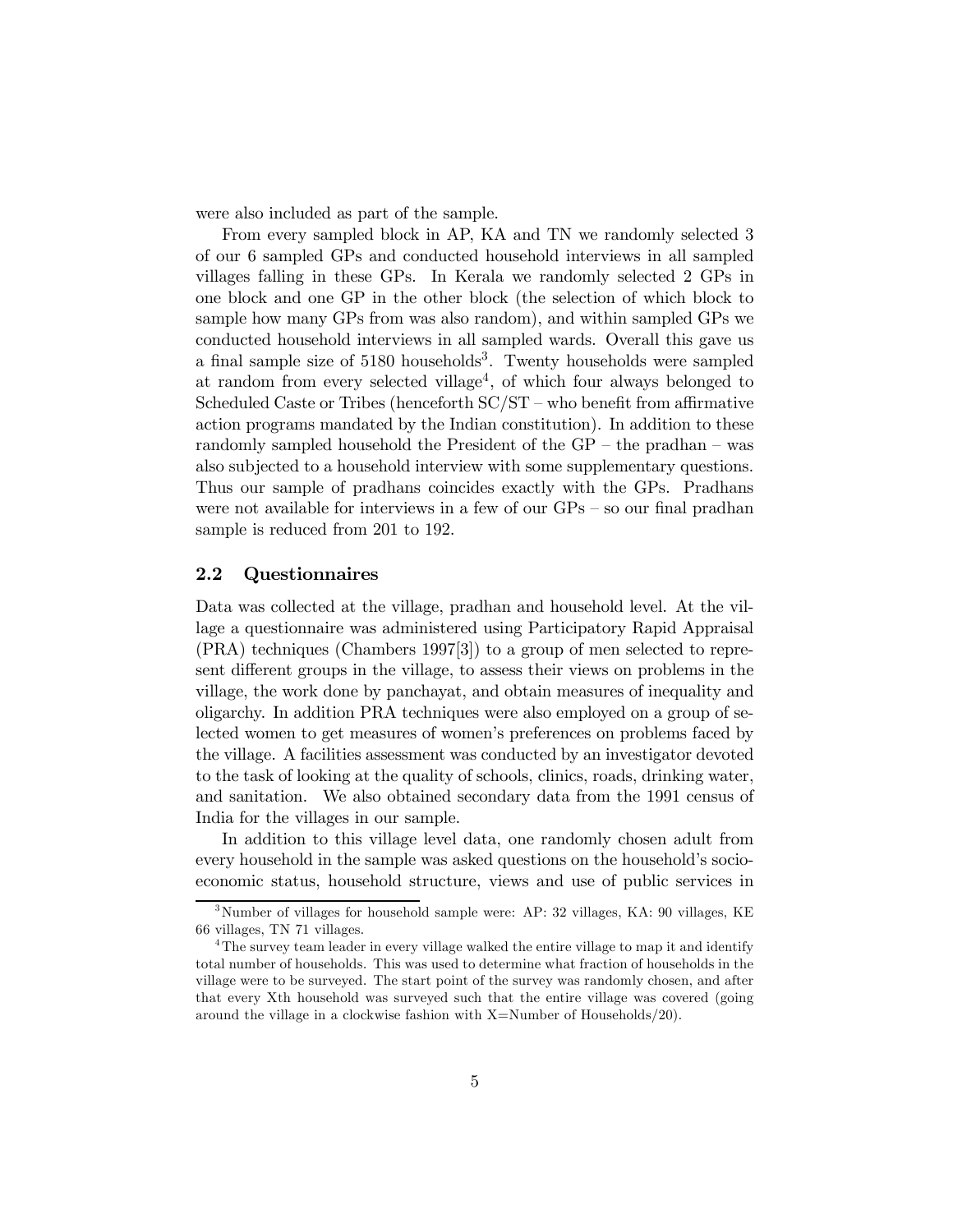were also included as part of the sample.

From every sampled block in AP, KA and TN we randomly selected 3 of our 6 sampled GPs and conducted household interviews in all sampled villages falling in these GPs. In Kerala we randomly selected 2 GPs in one block and one GP in the other block (the selection of which block to sample how many GPs from was also random), and within sampled GPs we conducted household interviews in all sampled wards. Overall this gave us a final sample size of 5180 households[3]. Twenty households were sampled at random from every selected village[4], of which four always belonged to Scheduled Caste or Tribes (henceforth SC/ST – who benefit from affirmative action programs mandated by the Indian constitution). In addition to these randomly sampled household the President of the GP – the pradhan – was also subjected to a household interview with some supplementary questions. Thus our sample of pradhans coincides exactly with the GPs. Pradhans were not available for interviews in a few of our GPs – so our final pradhan sample is reduced from 201 to 192.

## 2.2 Questionnaires

Data was collected at the village, pradhan and household level. At the village a questionnaire was administered using Participatory Rapid Appraisal (PRA) techniques (Chambers 1997[3]) to a group of men selected to represent different groups in the village, to assess their views on problems in the village, the work done by panchayat, and obtain measures of inequality and oligarchy. In addition PRA techniques were also employed on a group of selected women to get measures of women's preferences on problems faced by the village. A facilities assessment was conducted by an investigator devoted to the task of looking at the quality of schools, clinics, roads, drinking water, and sanitation. We also obtained secondary data from the 1991 census of India for the villages in our sample.

In addition to this village level data, one randomly chosen adult from every household in the sample was asked questions on the household's socio-economic status, household structure, views and use of public services in

---

[3] Number of villages for household sample were: AP: 32 villages, KA: 90 villages, KE 66 villages, TN 71 villages.

[4] The survey team leader in every village walked the entire village to map it and identify total number of households. This was used to determine what fraction of households in the village were to be surveyed. The start point of the survey was randomly chosen, and after that every Xth household was surveyed such that the entire village was covered (going around the village in a clockwise fashion with X=Number of Households/20).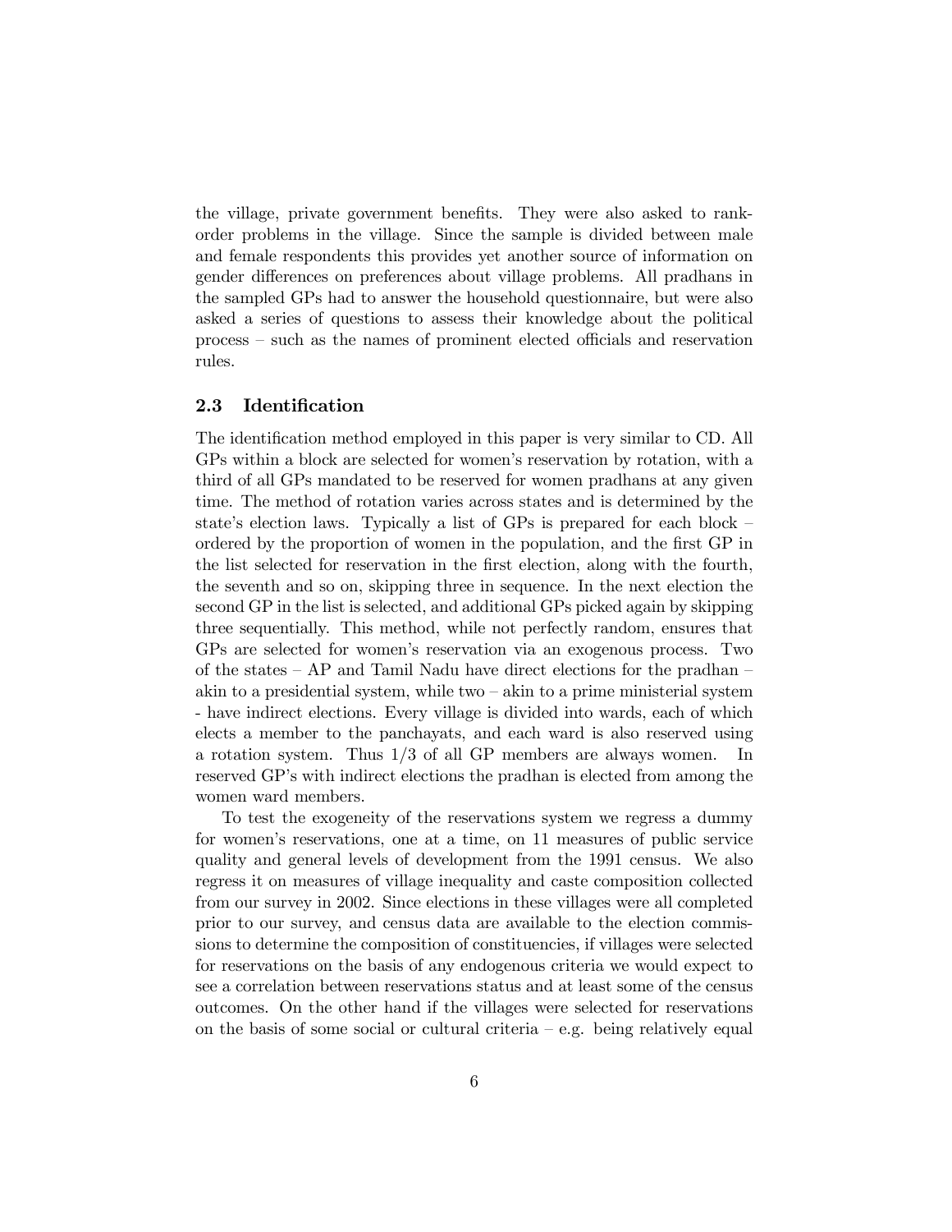the village, private government benefits. They were also asked to rank-order problems in the village. Since the sample is divided between male and female respondents this provides yet another source of information on gender differences on preferences about village problems. All pradhans in the sampled GPs had to answer the household questionnaire, but were also asked a series of questions to assess their knowledge about the political process – such as the names of prominent elected officials and reservation rules.

### 2.3 Identification

The identification method employed in this paper is very similar to CD. All GPs within a block are selected for women's reservation by rotation, with a third of all GPs mandated to be reserved for women pradhans at any given time. The method of rotation varies across states and is determined by the state's election laws. Typically a list of GPs is prepared for each block – ordered by the proportion of women in the population, and the first GP in the list selected for reservation in the first election, along with the fourth, the seventh and so on, skipping three in sequence. In the next election the second GP in the list is selected, and additional GPs picked again by skipping three sequentially. This method, while not perfectly random, ensures that GPs are selected for women's reservation via an exogenous process. Two of the states – AP and Tamil Nadu have direct elections for the pradhan – akin to a presidential system, while two – akin to a prime ministerial system - have indirect elections. Every village is divided into wards, each of which elects a member to the panchayats, and each ward is also reserved using a rotation system. Thus 1/3 of all GP members are always women. In reserved GP's with indirect elections the pradhan is elected from among the women ward members.

To test the exogeneity of the reservations system we regress a dummy for women's reservations, one at a time, on 11 measures of public service quality and general levels of development from the 1991 census. We also regress it on measures of village inequality and caste composition collected from our survey in 2002. Since elections in these villages were all completed prior to our survey, and census data are available to the election commissions to determine the composition of constituencies, if villages were selected for reservations on the basis of any endogenous criteria we would expect to see a correlation between reservations status and at least some of the census outcomes. On the other hand if the villages were selected for reservations on the basis of some social or cultural criteria – e.g. being relatively equal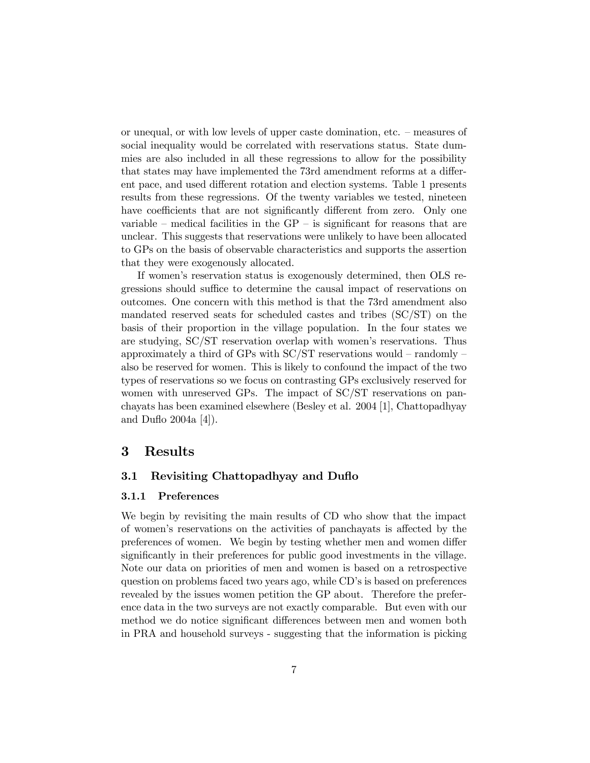or unequal, or with low levels of upper caste domination, etc. – measures of social inequality would be correlated with reservations status. State dummies are also included in all these regressions to allow for the possibility that states may have implemented the 73rd amendment reforms at a different pace, and used different rotation and election systems. Table 1 presents results from these regressions. Of the twenty variables we tested, nineteen have coefficients that are not significantly different from zero. Only one variable – medical facilities in the GP – is significant for reasons that are unclear. This suggests that reservations were unlikely to have been allocated to GPs on the basis of observable characteristics and supports the assertion that they were exogenously allocated.

If women's reservation status is exogenously determined, then OLS regressions should suffice to determine the causal impact of reservations on outcomes. One concern with this method is that the 73rd amendment also mandated reserved seats for scheduled castes and tribes (SC/ST) on the basis of their proportion in the village population. In the four states we are studying, SC/ST reservation overlap with women's reservations. Thus approximately a third of GPs with SC/ST reservations would – randomly – also be reserved for women. This is likely to confound the impact of the two types of reservations so we focus on contrasting GPs exclusively reserved for women with unreserved GPs. The impact of SC/ST reservations on panchayats has been examined elsewhere (Besley et al. 2004 [1], Chattopadhyay and Duflo 2004a [4]).

# 3 Results

## 3.1 Revisiting Chattopadhyay and Duflo

### 3.1.1 Preferences

We begin by revisiting the main results of CD who show that the impact of women's reservations on the activities of panchayats is affected by the preferences of women. We begin by testing whether men and women differ significantly in their preferences for public good investments in the village. Note our data on priorities of men and women is based on a retrospective question on problems faced two years ago, while CD's is based on preferences revealed by the issues women petition the GP about. Therefore the preference data in the two surveys are not exactly comparable. But even with our method we do notice significant differences between men and women both in PRA and household surveys - suggesting that the information is picking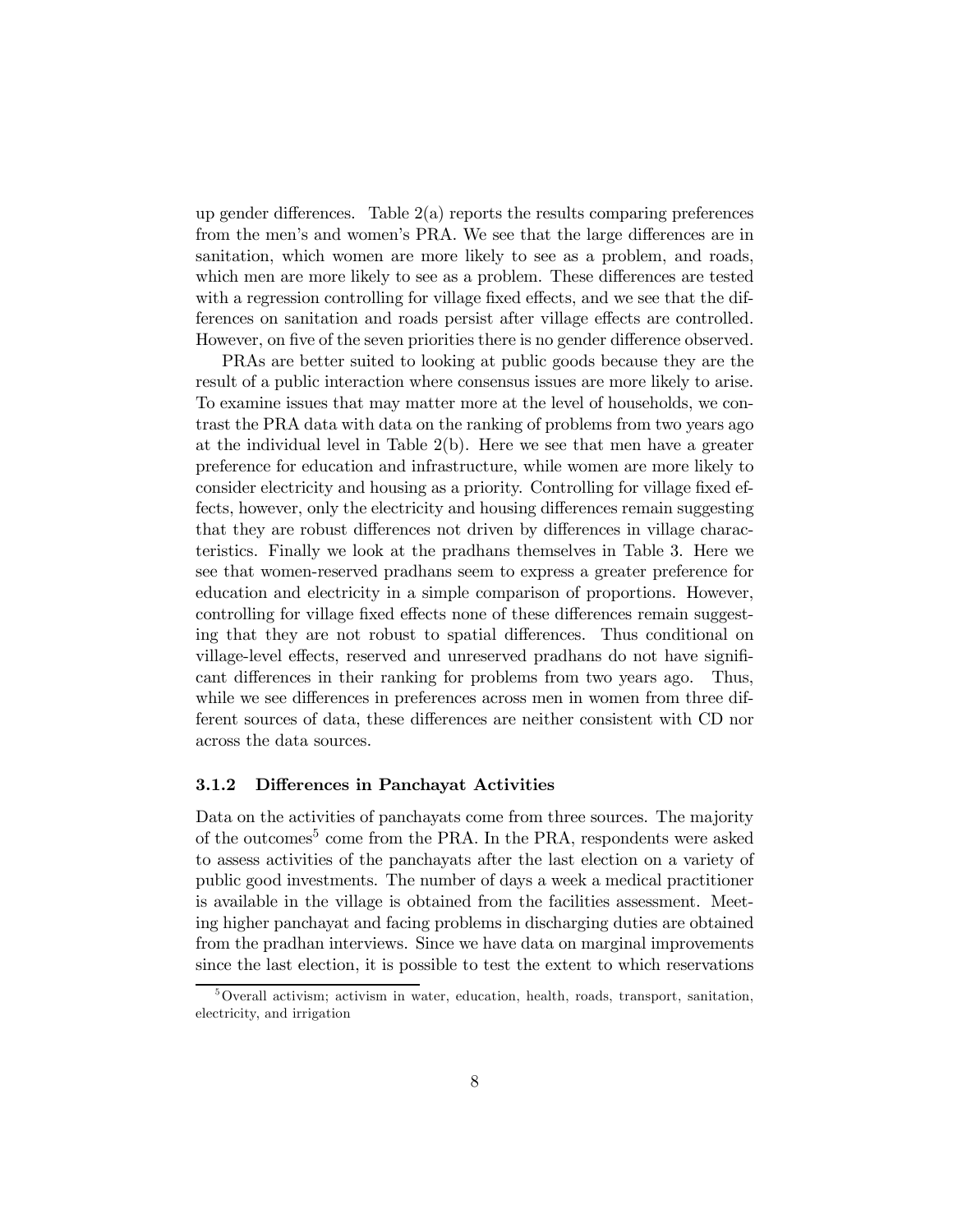up gender differences. Table 2(a) reports the results comparing preferences from the men's and women's PRA. We see that the large differences are in sanitation, which women are more likely to see as a problem, and roads, which men are more likely to see as a problem. These differences are tested with a regression controlling for village fixed effects, and we see that the differences on sanitation and roads persist after village effects are controlled. However, on five of the seven priorities there is no gender difference observed.

PRAs are better suited to looking at public goods because they are the result of a public interaction where consensus issues are more likely to arise. To examine issues that may matter more at the level of households, we contrast the PRA data with data on the ranking of problems from two years ago at the individual level in Table 2(b). Here we see that men have a greater preference for education and infrastructure, while women are more likely to consider electricity and housing as a priority. Controlling for village fixed effects, however, only the electricity and housing differences remain suggesting that they are robust differences not driven by differences in village characteristics. Finally we look at the pradhans themselves in Table 3. Here we see that women-reserved pradhans seem to express a greater preference for education and electricity in a simple comparison of proportions. However, controlling for village fixed effects none of these differences remain suggesting that they are not robust to spatial differences. Thus conditional on village-level effects, reserved and unreserved pradhans do not have significant differences in their ranking for problems from two years ago. Thus, while we see differences in preferences across men in women from three different sources of data, these differences are neither consistent with CD nor across the data sources.

### 3.1.2 Differences in Panchayat Activities

Data on the activities of panchayats come from three sources. The majority of the outcomes[5] come from the PRA. In the PRA, respondents were asked to assess activities of the panchayats after the last election on a variety of public good investments. The number of days a week a medical practitioner is available in the village is obtained from the facilities assessment. Meeting higher panchayat and facing problems in discharging duties are obtained from the pradhan interviews. Since we have data on marginal improvements since the last election, it is possible to test the extent to which reservations

[5] Overall activism; activism in water, education, health, roads, transport, sanitation, electricity, and irrigation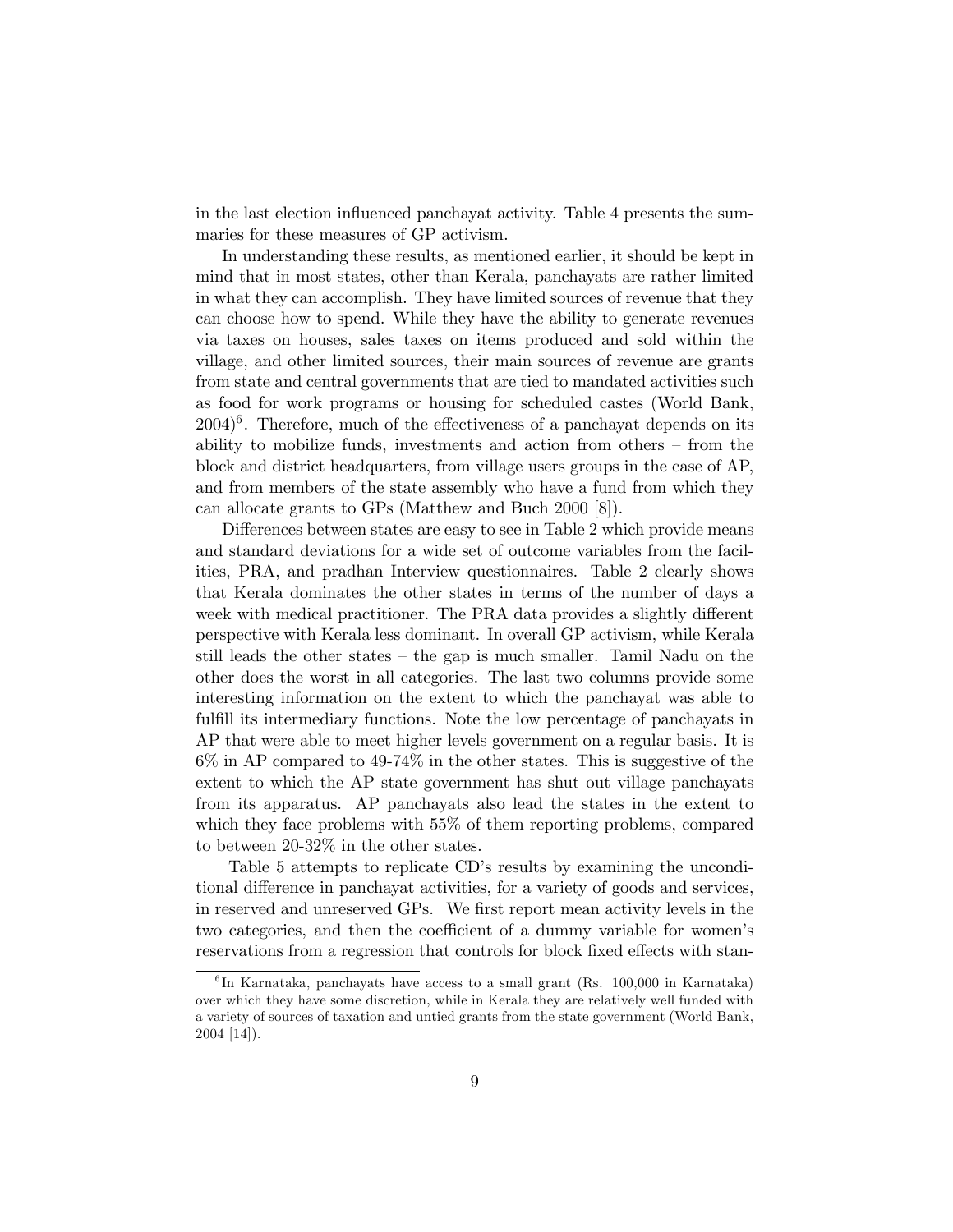in the last election influenced panchayat activity. Table 4 presents the summaries for these measures of GP activism.

In understanding these results, as mentioned earlier, it should be kept in mind that in most states, other than Kerala, panchayats are rather limited in what they can accomplish. They have limited sources of revenue that they can choose how to spend. While they have the ability to generate revenues via taxes on houses, sales taxes on items produced and sold within the village, and other limited sources, their main sources of revenue are grants from state and central governments that are tied to mandated activities such as food for work programs or housing for scheduled castes (World Bank, 2004)[6]. Therefore, much of the effectiveness of a panchayat depends on its ability to mobilize funds, investments and action from others – from the block and district headquarters, from village users groups in the case of AP, and from members of the state assembly who have a fund from which they can allocate grants to GPs (Matthew and Buch 2000 [8]).

Differences between states are easy to see in Table 2 which provide means and standard deviations for a wide set of outcome variables from the facilities, PRA, and pradhan Interview questionnaires. Table 2 clearly shows that Kerala dominates the other states in terms of the number of days a week with medical practitioner. The PRA data provides a slightly different perspective with Kerala less dominant. In overall GP activism, while Kerala still leads the other states – the gap is much smaller. Tamil Nadu on the other does the worst in all categories. The last two columns provide some interesting information on the extent to which the panchayat was able to fulfill its intermediary functions. Note the low percentage of panchayats in AP that were able to meet higher levels government on a regular basis. It is 6% in AP compared to 49-74% in the other states. This is suggestive of the extent to which the AP state government has shut out village panchayats from its apparatus. AP panchayats also lead the states in the extent to which they face problems with 55% of them reporting problems, compared to between 20-32% in the other states.

Table 5 attempts to replicate CD's results by examining the unconditional difference in panchayat activities, for a variety of goods and services, in reserved and unreserved GPs. We first report mean activity levels in the two categories, and then the coefficient of a dummy variable for women's reservations from a regression that controls for block fixed effects with stan-

[6] In Karnataka, panchayats have access to a small grant (Rs. 100,000 in Karnataka) over which they have some discretion, while in Kerala they are relatively well funded with a variety of sources of taxation and untied grants from the state government (World Bank, 2004 [14]).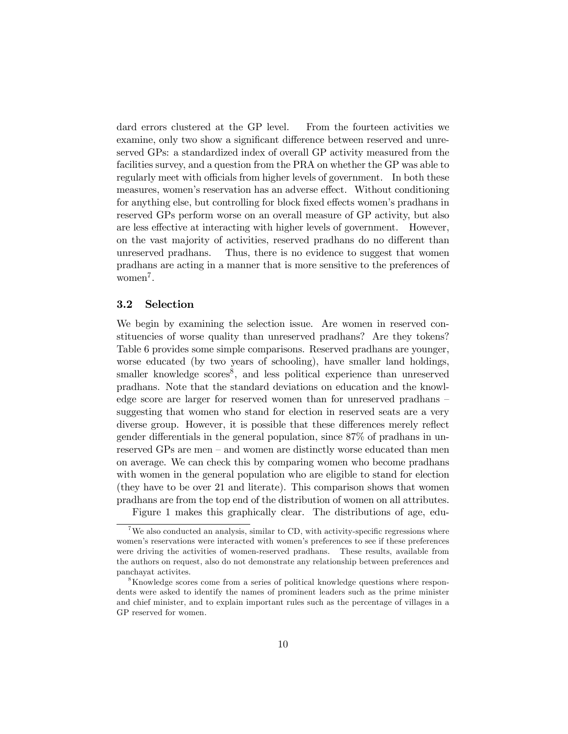dard errors clustered at the GP level. From the fourteen activities we examine, only two show a significant difference between reserved and unreserved GPs: a standardized index of overall GP activity measured from the facilities survey, and a question from the PRA on whether the GP was able to regularly meet with officials from higher levels of government. In both these measures, women's reservation has an adverse effect. Without conditioning for anything else, but controlling for block fixed effects women's pradhans in reserved GPs perform worse on an overall measure of GP activity, but also are less effective at interacting with higher levels of government. However, on the vast majority of activities, reserved pradhans do no different than unreserved pradhans. Thus, there is no evidence to suggest that women pradhans are acting in a manner that is more sensitive to the preferences of women[7].

### 3.2 Selection

We begin by examining the selection issue. Are women in reserved constituencies of worse quality than unreserved pradhans? Are they tokens? Table 6 provides some simple comparisons. Reserved pradhans are younger, worse educated (by two years of schooling), have smaller land holdings, smaller knowledge scores[8], and less political experience than unreserved pradhans. Note that the standard deviations on education and the knowledge score are larger for reserved women than for unreserved pradhans – suggesting that women who stand for election in reserved seats are a very diverse group. However, it is possible that these differences merely reflect gender differentials in the general population, since 87% of pradhans in unreserved GPs are men – and women are distinctly worse educated than men on average. We can check this by comparing women who become pradhans with women in the general population who are eligible to stand for election (they have to be over 21 and literate). This comparison shows that women pradhans are from the top end of the distribution of women on all attributes.

Figure 1 makes this graphically clear. The distributions of age, edu-

[7] We also conducted an analysis, similar to CD, with activity-specific regressions where women's reservations were interacted with women's preferences to see if these preferences were driving the activities of women-reserved pradhans. These results, available from the authors on request, also do not demonstrate any relationship between preferences and panchayat activites.

[8] Knowledge scores come from a series of political knowledge questions where respondents were asked to identify the names of prominent leaders such as the prime minister and chief minister, and to explain important rules such as the percentage of villages in a GP reserved for women.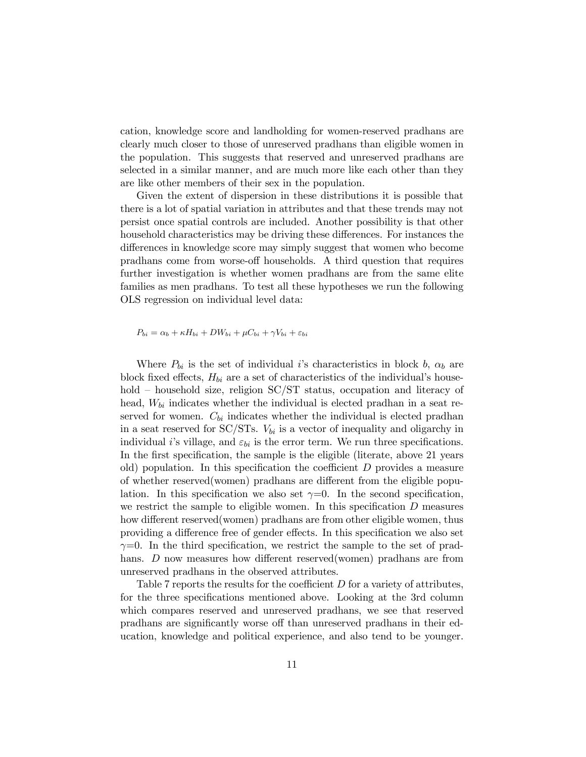cation, knowledge score and landholding for women-reserved pradhans are clearly much closer to those of unreserved pradhans than eligible women in the population. This suggests that reserved and unreserved pradhans are selected in a similar manner, and are much more like each other than they are like other members of their sex in the population.

Given the extent of dispersion in these distributions it is possible that there is a lot of spatial variation in attributes and that these trends may not persist once spatial controls are included. Another possibility is that other household characteristics may be driving these differences. For instances the differences in knowledge score may simply suggest that women who become pradhans come from worse-off households. A third question that requires further investigation is whether women pradhans are from the same elite families as men pradhans. To test all these hypotheses we run the following OLS regression on individual level data:

$$P_{bi} = \alpha_b + \kappa H_{bi} + DW_{bi} + \mu C_{bi} + \gamma V_{bi} + \varepsilon_{bi}$$

Where $P_{bi}$ is the set of individual $i$'s characteristics in block $b$, $\alpha_b$ are block fixed effects, $H_{bi}$ are a set of characteristics of the individual's household – household size, religion SC/ST status, occupation and literacy of head, $W_{bi}$ indicates whether the individual is elected pradhan in a seat reserved for women. $C_{bi}$ indicates whether the individual is elected pradhan in a seat reserved for SC/STs. $V_{bi}$ is a vector of inequality and oligarchy in individual $i$'s village, and $\varepsilon_{bi}$ is the error term. We run three specifications. In the first specification, the sample is the eligible (literate, above 21 years old) population. In this specification the coefficient $D$ provides a measure of whether reserved(women) pradhans are different from the eligible population. In this specification we also set $\gamma$=0. In the second specification, we restrict the sample to eligible women. In this specification $D$ measures how different reserved(women) pradhans are from other eligible women, thus providing a difference free of gender effects. In this specification we also set $\gamma$=0. In the third specification, we restrict the sample to the set of pradhans. $D$ now measures how different reserved(women) pradhans are from unreserved pradhans in the observed attributes.

Table 7 reports the results for the coefficient $D$ for a variety of attributes, for the three specifications mentioned above. Looking at the 3rd column which compares reserved and unreserved pradhans, we see that reserved pradhans are significantly worse off than unreserved pradhans in their education, knowledge and political experience, and also tend to be younger.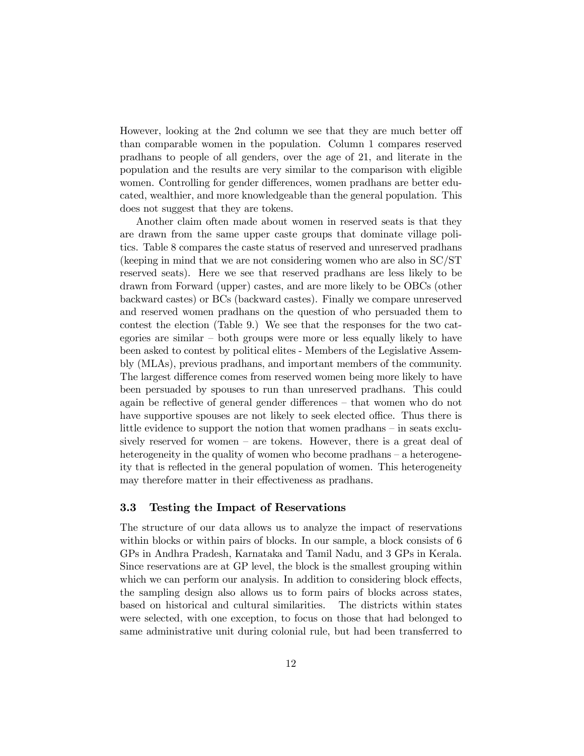However, looking at the 2nd column we see that they are much better off than comparable women in the population. Column 1 compares reserved pradhans to people of all genders, over the age of 21, and literate in the population and the results are very similar to the comparison with eligible women. Controlling for gender differences, women pradhans are better educated, wealthier, and more knowledgeable than the general population. This does not suggest that they are tokens.

Another claim often made about women in reserved seats is that they are drawn from the same upper caste groups that dominate village politics. Table 8 compares the caste status of reserved and unreserved pradhans (keeping in mind that we are not considering women who are also in SC/ST reserved seats). Here we see that reserved pradhans are less likely to be drawn from Forward (upper) castes, and are more likely to be OBCs (other backward castes) or BCs (backward castes). Finally we compare unreserved and reserved women pradhans on the question of who persuaded them to contest the election (Table 9.) We see that the responses for the two categories are similar – both groups were more or less equally likely to have been asked to contest by political elites - Members of the Legislative Assembly (MLAs), previous pradhans, and important members of the community. The largest difference comes from reserved women being more likely to have been persuaded by spouses to run than unreserved pradhans. This could again be reflective of general gender differences – that women who do not have supportive spouses are not likely to seek elected office. Thus there is little evidence to support the notion that women pradhans – in seats exclusively reserved for women – are tokens. However, there is a great deal of heterogeneity in the quality of women who become pradhans – a heterogeneity that is reflected in the general population of women. This heterogeneity may therefore matter in their effectiveness as pradhans.

### 3.3 Testing the Impact of Reservations

The structure of our data allows us to analyze the impact of reservations within blocks or within pairs of blocks. In our sample, a block consists of 6 GPs in Andhra Pradesh, Karnataka and Tamil Nadu, and 3 GPs in Kerala. Since reservations are at GP level, the block is the smallest grouping within which we can perform our analysis. In addition to considering block effects, the sampling design also allows us to form pairs of blocks across states, based on historical and cultural similarities. The districts within states were selected, with one exception, to focus on those that had belonged to same administrative unit during colonial rule, but had been transferred to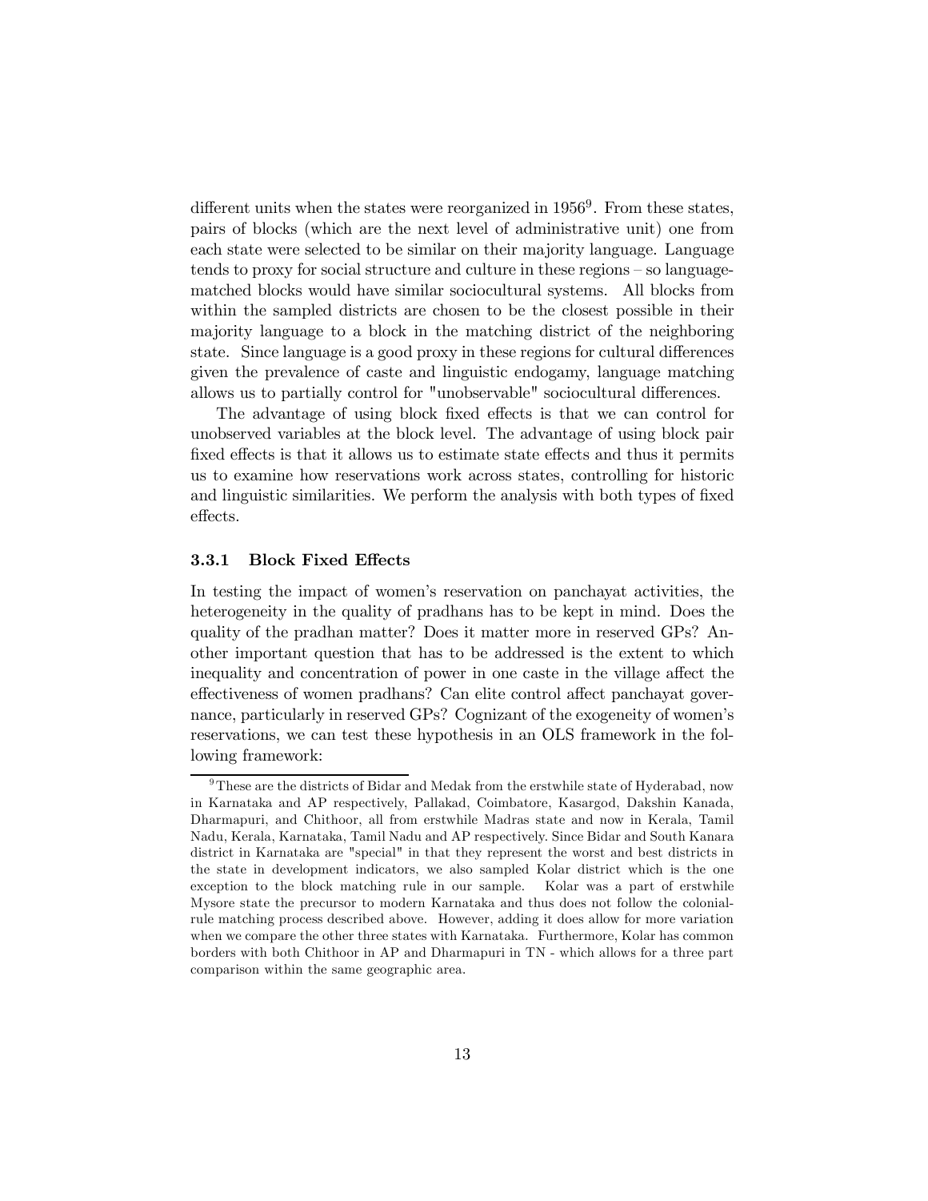different units when the states were reorganized in 1956[9]. From these states, pairs of blocks (which are the next level of administrative unit) one from each state were selected to be similar on their majority language. Language tends to proxy for social structure and culture in these regions – so language-matched blocks would have similar sociocultural systems. All blocks from within the sampled districts are chosen to be the closest possible in their majority language to a block in the matching district of the neighboring state. Since language is a good proxy in these regions for cultural differences given the prevalence of caste and linguistic endogamy, language matching allows us to partially control for "unobservable" sociocultural differences.

The advantage of using block fixed effects is that we can control for unobserved variables at the block level. The advantage of using block pair fixed effects is that it allows us to estimate state effects and thus it permits us to examine how reservations work across states, controlling for historic and linguistic similarities. We perform the analysis with both types of fixed effects.

### 3.3.1 Block Fixed Effects

In testing the impact of women's reservation on panchayat activities, the heterogeneity in the quality of pradhans has to be kept in mind. Does the quality of the pradhan matter? Does it matter more in reserved GPs? Another important question that has to be addressed is the extent to which inequality and concentration of power in one caste in the village affect the effectiveness of women pradhans? Can elite control affect panchayat governance, particularly in reserved GPs? Cognizant of the exogeneity of women's reservations, we can test these hypothesis in an OLS framework in the following framework:

[9] These are the districts of Bidar and Medak from the erstwhile state of Hyderabad, now in Karnataka and AP respectively, Pallakad, Coimbatore, Kasargod, Dakshin Kanada, Dharmapuri, and Chithoor, all from erstwhile Madras state and now in Kerala, Tamil Nadu, Kerala, Karnataka, Tamil Nadu and AP respectively. Since Bidar and South Kanara district in Karnataka are "special" in that they represent the worst and best districts in the state in development indicators, we also sampled Kolar district which is the one exception to the block matching rule in our sample. Kolar was a part of erstwhile Mysore state the precursor to modern Karnataka and thus does not follow the colonial-rule matching process described above. However, adding it does allow for more variation when we compare the other three states with Karnataka. Furthermore, Kolar has common borders with both Chithoor in AP and Dharmapuri in TN - which allows for a three part comparison within the same geographic area.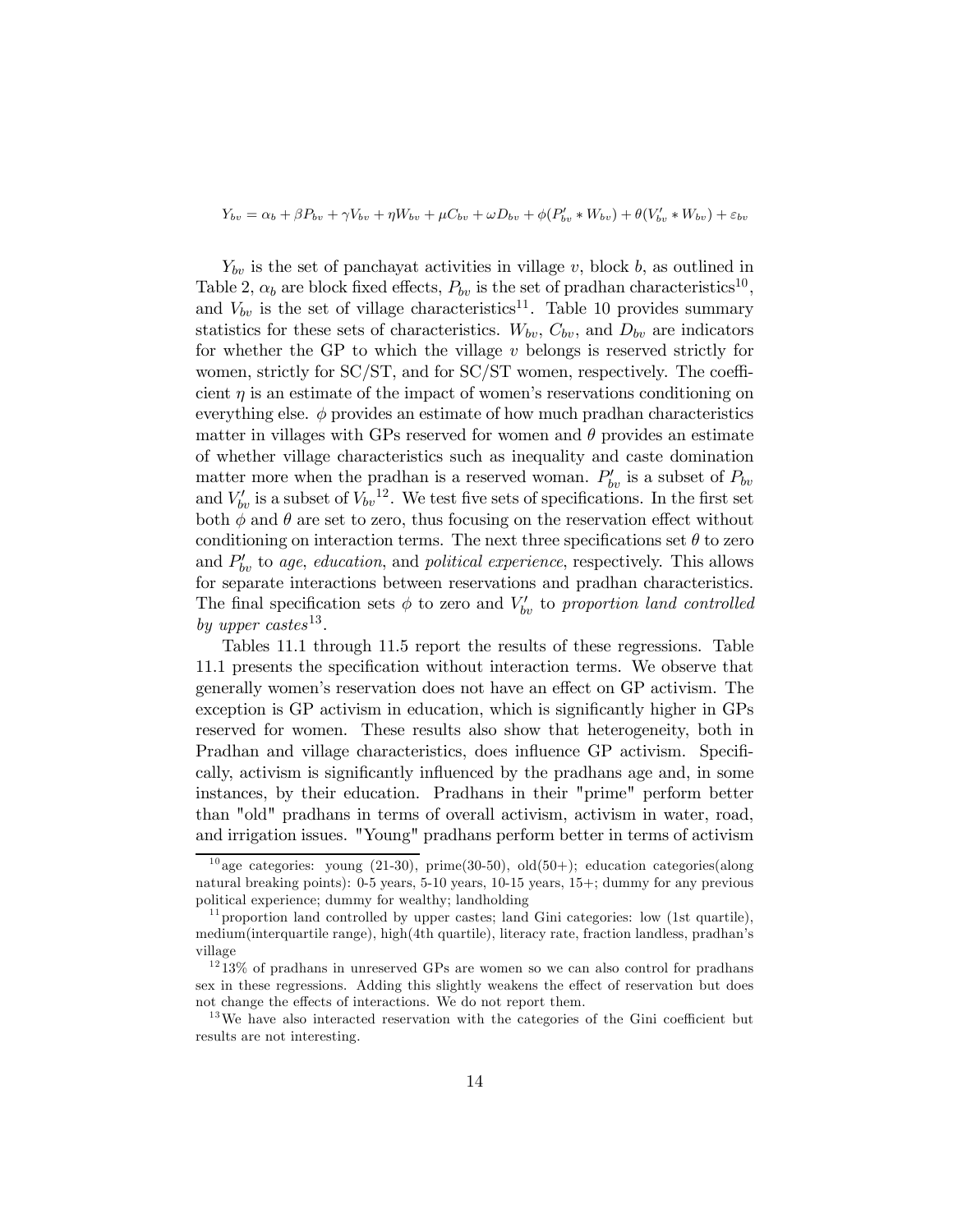$$Y_{bv} = \alpha_b + \beta P_{bv} + \gamma V_{bv} + \eta W_{bv} + \mu C_{bv} + \omega D_{bv} + \phi(P'_{bv} * W_{bv}) + \theta(V'_{bv} * W_{bv}) + \varepsilon_{bv}$$

$Y_{bv}$ is the set of panchayat activities in village $v$, block $b$, as outlined in Table 2, $\alpha_b$ are block fixed effects, $P_{bv}$ is the set of pradhan characteristics[10], and $V_{bv}$ is the set of village characteristics[11]. Table 10 provides summary statistics for these sets of characteristics. $W_{bv}$, $C_{bv}$, and $D_{bv}$ are indicators for whether the GP to which the village $v$ belongs is reserved strictly for women, strictly for SC/ST, and for SC/ST women, respectively. The coefficient $\eta$ is an estimate of the impact of women's reservations conditioning on everything else. $\phi$ provides an estimate of how much pradhan characteristics matter in villages with GPs reserved for women and $\theta$ provides an estimate of whether village characteristics such as inequality and caste domination matter more when the pradhan is a reserved woman. $P'_{bv}$ is a subset of $P_{bv}$ and $V'_{bv}$ is a subset of $V_{bv}$[12]. We test five sets of specifications. In the first set both $\phi$ and $\theta$ are set to zero, thus focusing on the reservation effect without conditioning on interaction terms. The next three specifications set $\theta$ to zero and $P'_{bv}$ to *age*, *education*, and *political experience*, respectively. This allows for separate interactions between reservations and pradhan characteristics. The final specification sets $\phi$ to zero and $V'_{bv}$ to *proportion land controlled by upper castes*[13].

Tables 11.1 through 11.5 report the results of these regressions. Table 11.1 presents the specification without interaction terms. We observe that generally women's reservation does not have an effect on GP activism. The exception is GP activism in education, which is significantly higher in GPs reserved for women. These results also show that heterogeneity, both in Pradhan and village characteristics, does influence GP activism. Specifically, activism is significantly influenced by the pradhans age and, in some instances, by their education. Pradhans in their "prime" perform better than "old" pradhans in terms of overall activism, activism in water, road, and irrigation issues. "Young" pradhans perform better in terms of activism

---

[10] age categories: young (21-30), prime(30-50), old(50+); education categories(along natural breaking points): 0-5 years, 5-10 years, 10-15 years, 15+; dummy for any previous political experience; dummy for wealthy; landholding

[11] proportion land controlled by upper castes; land Gini categories: low (1st quartile), medium(interquartile range), high(4th quartile), literacy rate, fraction landless, pradhan's village

[12] 13% of pradhans in unreserved GPs are women so we can also control for pradhans sex in these regressions. Adding this slightly weakens the effect of reservation but does not change the effects of interactions. We do not report them.

[13] We have also interacted reservation with the categories of the Gini coefficient but results are not interesting.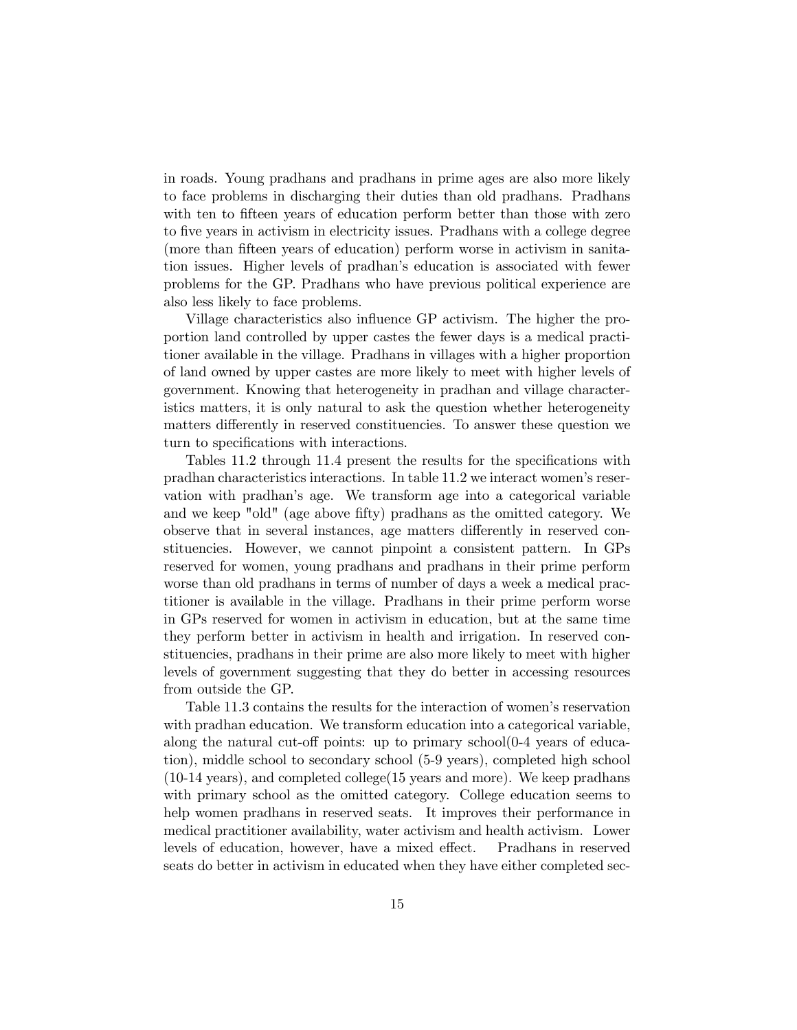in roads. Young pradhans and pradhans in prime ages are also more likely to face problems in discharging their duties than old pradhans. Pradhans with ten to fifteen years of education perform better than those with zero to five years in activism in electricity issues. Pradhans with a college degree (more than fifteen years of education) perform worse in activism in sanitation issues. Higher levels of pradhan's education is associated with fewer problems for the GP. Pradhans who have previous political experience are also less likely to face problems.

Village characteristics also influence GP activism. The higher the proportion land controlled by upper castes the fewer days is a medical practitioner available in the village. Pradhans in villages with a higher proportion of land owned by upper castes are more likely to meet with higher levels of government. Knowing that heterogeneity in pradhan and village characteristics matters, it is only natural to ask the question whether heterogeneity matters differently in reserved constituencies. To answer these question we turn to specifications with interactions.

Tables 11.2 through 11.4 present the results for the specifications with pradhan characteristics interactions. In table 11.2 we interact women's reservation with pradhan's age. We transform age into a categorical variable and we keep "old" (age above fifty) pradhans as the omitted category. We observe that in several instances, age matters differently in reserved constituencies. However, we cannot pinpoint a consistent pattern. In GPs reserved for women, young pradhans and pradhans in their prime perform worse than old pradhans in terms of number of days a week a medical practitioner is available in the village. Pradhans in their prime perform worse in GPs reserved for women in activism in education, but at the same time they perform better in activism in health and irrigation. In reserved constituencies, pradhans in their prime are also more likely to meet with higher levels of government suggesting that they do better in accessing resources from outside the GP.

Table 11.3 contains the results for the interaction of women's reservation with pradhan education. We transform education into a categorical variable, along the natural cut-off points: up to primary school(0-4 years of education), middle school to secondary school (5-9 years), completed high school (10-14 years), and completed college(15 years and more). We keep pradhans with primary school as the omitted category. College education seems to help women pradhans in reserved seats. It improves their performance in medical practitioner availability, water activism and health activism. Lower levels of education, however, have a mixed effect. Pradhans in reserved seats do better in activism in educated when they have either completed sec-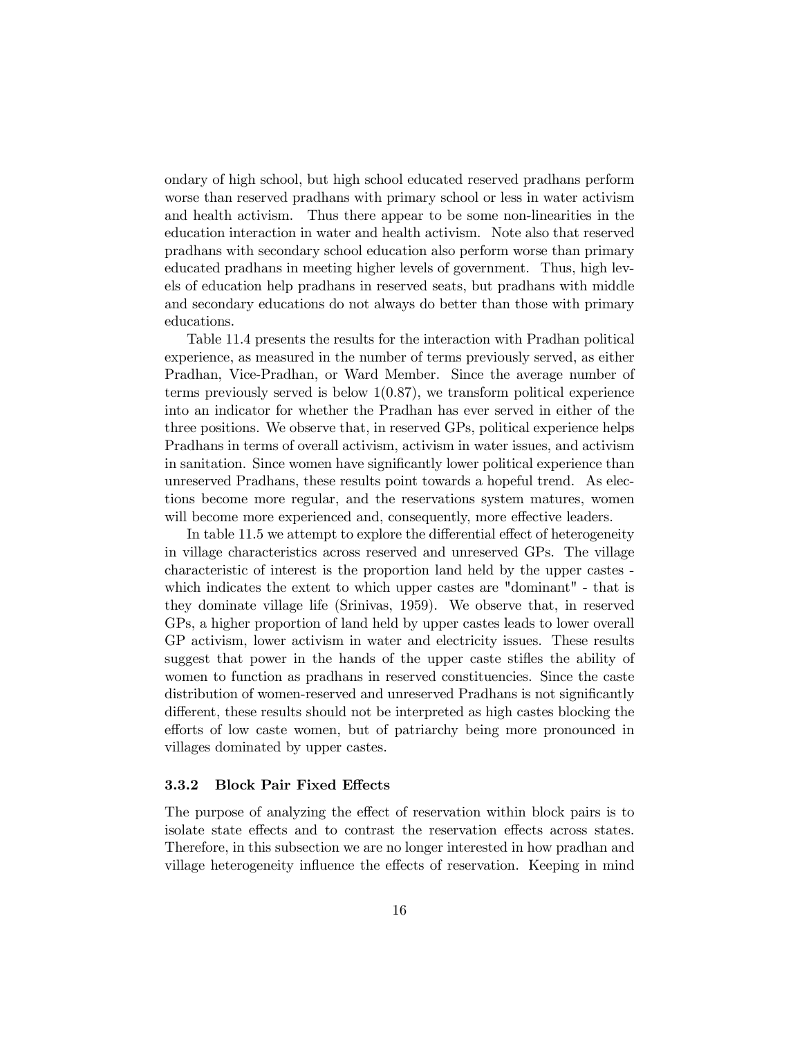ondary of high school, but high school educated reserved pradhans perform worse than reserved pradhans with primary school or less in water activism and health activism. Thus there appear to be some non-linearities in the education interaction in water and health activism. Note also that reserved pradhans with secondary school education also perform worse than primary educated pradhans in meeting higher levels of government. Thus, high levels of education help pradhans in reserved seats, but pradhans with middle and secondary educations do not always do better than those with primary educations.

Table 11.4 presents the results for the interaction with Pradhan political experience, as measured in the number of terms previously served, as either Pradhan, Vice-Pradhan, or Ward Member. Since the average number of terms previously served is below 1(0.87), we transform political experience into an indicator for whether the Pradhan has ever served in either of the three positions. We observe that, in reserved GPs, political experience helps Pradhans in terms of overall activism, activism in water issues, and activism in sanitation. Since women have significantly lower political experience than unreserved Pradhans, these results point towards a hopeful trend. As elections become more regular, and the reservations system matures, women will become more experienced and, consequently, more effective leaders.

In table 11.5 we attempt to explore the differential effect of heterogeneity in village characteristics across reserved and unreserved GPs. The village characteristic of interest is the proportion land held by the upper castes - which indicates the extent to which upper castes are "dominant" - that is they dominate village life (Srinivas, 1959). We observe that, in reserved GPs, a higher proportion of land held by upper castes leads to lower overall GP activism, lower activism in water and electricity issues. These results suggest that power in the hands of the upper caste stifles the ability of women to function as pradhans in reserved constituencies. Since the caste distribution of women-reserved and unreserved Pradhans is not significantly different, these results should not be interpreted as high castes blocking the efforts of low caste women, but of patriarchy being more pronounced in villages dominated by upper castes.

### 3.3.2 Block Pair Fixed Effects

The purpose of analyzing the effect of reservation within block pairs is to isolate state effects and to contrast the reservation effects across states. Therefore, in this subsection we are no longer interested in how pradhan and village heterogeneity influence the effects of reservation. Keeping in mind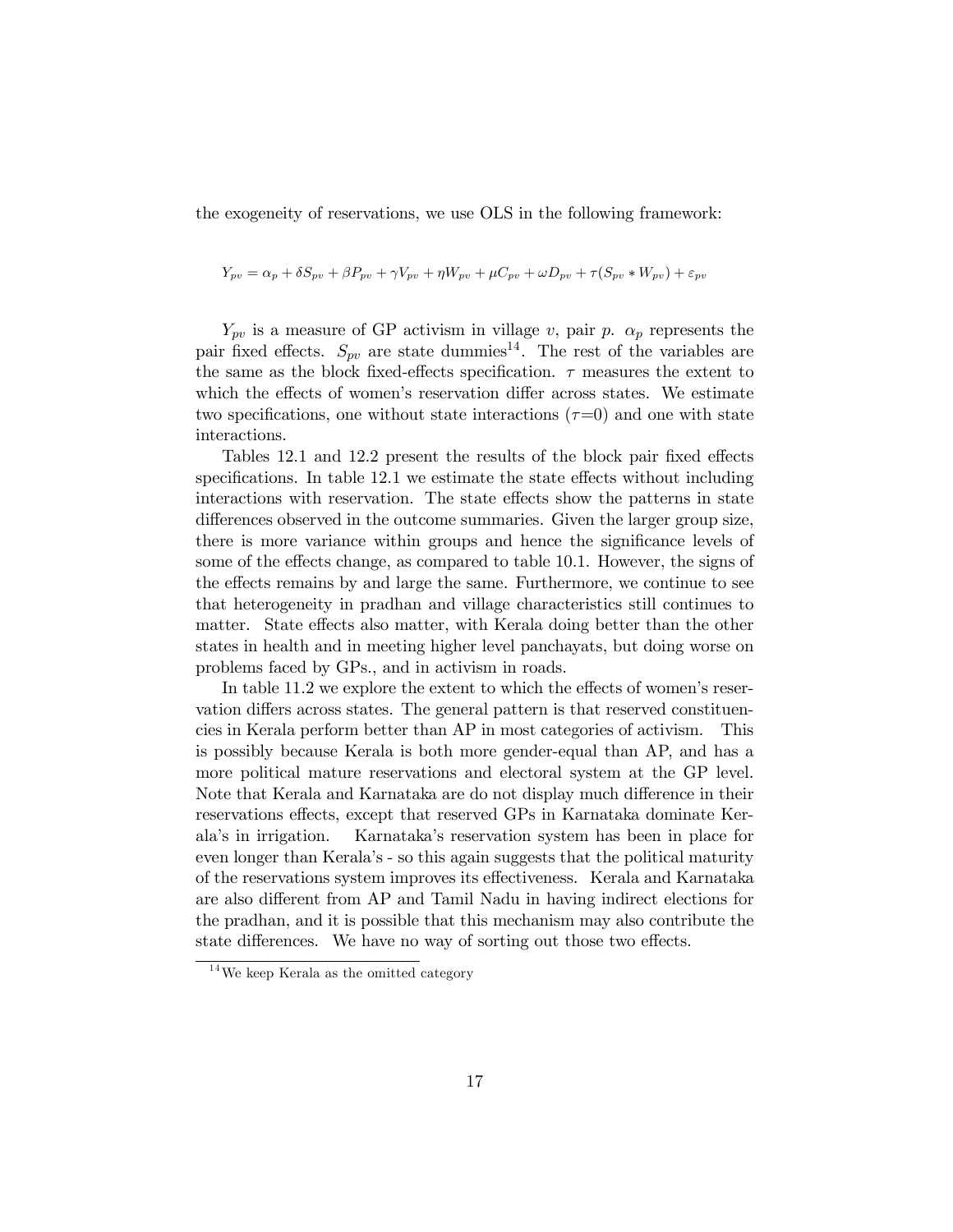the exogeneity of reservations, we use OLS in the following framework:

$$Y_{pv} = \alpha_p + \delta S_{pv} + \beta P_{pv} + \gamma V_{pv} + \eta W_{pv} + \mu C_{pv} + \omega D_{pv} + \tau (S_{pv} * W_{pv}) + \varepsilon_{pv}$$

$Y_{pv}$ is a measure of GP activism in village $v$, pair $p$. $\alpha_p$ represents the pair fixed effects. $S_{pv}$ are state dummies[14]. The rest of the variables are the same as the block fixed-effects specification. $\tau$ measures the extent to which the effects of women's reservation differ across states. We estimate two specifications, one without state interactions ($\tau$=0) and one with state interactions.

Tables 12.1 and 12.2 present the results of the block pair fixed effects specifications. In table 12.1 we estimate the state effects without including interactions with reservation. The state effects show the patterns in state differences observed in the outcome summaries. Given the larger group size, there is more variance within groups and hence the significance levels of some of the effects change, as compared to table 10.1. However, the signs of the effects remains by and large the same. Furthermore, we continue to see that heterogeneity in pradhan and village characteristics still continues to matter. State effects also matter, with Kerala doing better than the other states in health and in meeting higher level panchayats, but doing worse on problems faced by GPs., and in activism in roads.

In table 11.2 we explore the extent to which the effects of women's reservation differs across states. The general pattern is that reserved constituencies in Kerala perform better than AP in most categories of activism. This is possibly because Kerala is both more gender-equal than AP, and has a more political mature reservations and electoral system at the GP level. Note that Kerala and Karnataka are do not display much difference in their reservations effects, except that reserved GPs in Karnataka dominate Kerala's in irrigation. Karnataka's reservation system has been in place for even longer than Kerala's - so this again suggests that the political maturity of the reservations system improves its effectiveness. Kerala and Karnataka are also different from AP and Tamil Nadu in having indirect elections for the pradhan, and it is possible that this mechanism may also contribute the state differences. We have no way of sorting out those two effects.

[14] We keep Kerala as the omitted category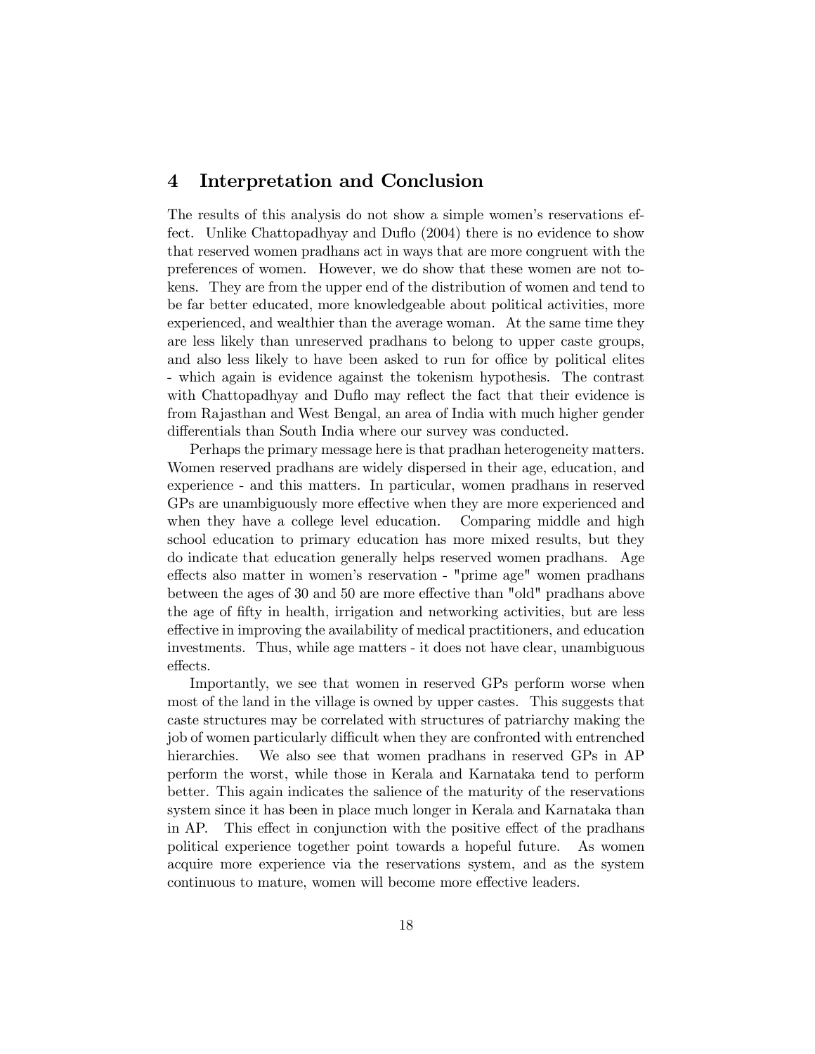## 4 Interpretation and Conclusion

The results of this analysis do not show a simple women's reservations effect. Unlike Chattopadhyay and Duflo (2004) there is no evidence to show that reserved women pradhans act in ways that are more congruent with the preferences of women. However, we do show that these women are not tokens. They are from the upper end of the distribution of women and tend to be far better educated, more knowledgeable about political activities, more experienced, and wealthier than the average woman. At the same time they are less likely than unreserved pradhans to belong to upper caste groups, and also less likely to have been asked to run for office by political elites - which again is evidence against the tokenism hypothesis. The contrast with Chattopadhyay and Duflo may reflect the fact that their evidence is from Rajasthan and West Bengal, an area of India with much higher gender differentials than South India where our survey was conducted.

Perhaps the primary message here is that pradhan heterogeneity matters. Women reserved pradhans are widely dispersed in their age, education, and experience - and this matters. In particular, women pradhans in reserved GPs are unambiguously more effective when they are more experienced and when they have a college level education. Comparing middle and high school education to primary education has more mixed results, but they do indicate that education generally helps reserved women pradhans. Age effects also matter in women's reservation - "prime age" women pradhans between the ages of 30 and 50 are more effective than "old" pradhans above the age of fifty in health, irrigation and networking activities, but are less effective in improving the availability of medical practitioners, and education investments. Thus, while age matters - it does not have clear, unambiguous effects.

Importantly, we see that women in reserved GPs perform worse when most of the land in the village is owned by upper castes. This suggests that caste structures may be correlated with structures of patriarchy making the job of women particularly difficult when they are confronted with entrenched hierarchies. We also see that women pradhans in reserved GPs in AP perform the worst, while those in Kerala and Karnataka tend to perform better. This again indicates the salience of the maturity of the reservations system since it has been in place much longer in Kerala and Karnataka than in AP. This effect in conjunction with the positive effect of the pradhans political experience together point towards a hopeful future. As women acquire more experience via the reservations system, and as the system continuous to mature, women will become more effective leaders.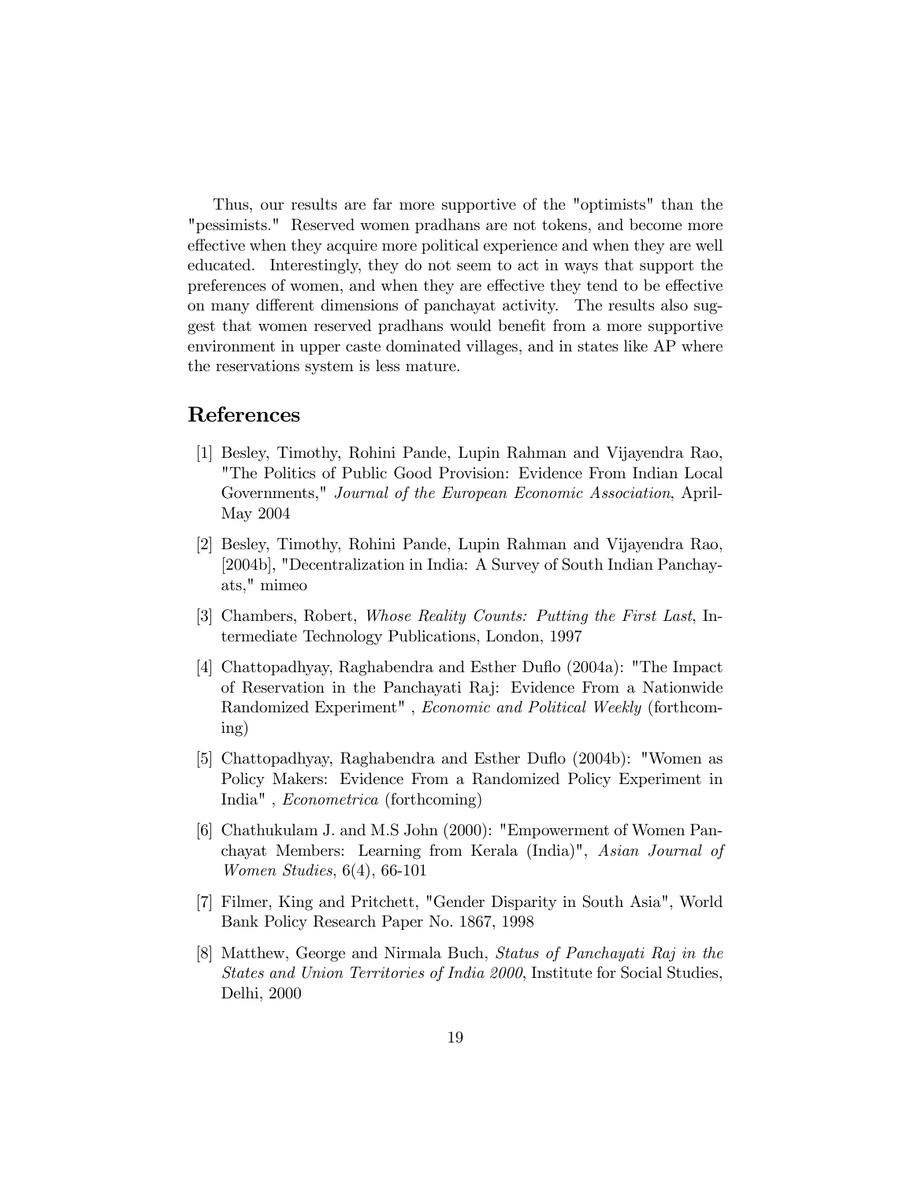Thus, our results are far more supportive of the "optimists" than the "pessimists." Reserved women pradhans are not tokens, and become more effective when they acquire more political experience and when they are well educated. Interestingly, they do not seem to act in ways that support the preferences of women, and when they are effective they tend to be effective on many different dimensions of panchayat activity. The results also suggest that women reserved pradhans would benefit from a more supportive environment in upper caste dominated villages, and in states like AP where the reservations system is less mature.

## References

[1] Besley, Timothy, Rohini Pande, Lupin Rahman and Vijayendra Rao, "The Politics of Public Good Provision: Evidence From Indian Local Governments," *Journal of the European Economic Association*, April-May 2004

[2] Besley, Timothy, Rohini Pande, Lupin Rahman and Vijayendra Rao, [2004b], "Decentralization in India: A Survey of South Indian Panchayats," mimeo

[3] Chambers, Robert, *Whose Reality Counts: Putting the First Last*, Intermediate Technology Publications, London, 1997

[4] Chattopadhyay, Raghabendra and Esther Duflo (2004a): "The Impact of Reservation in the Panchayati Raj: Evidence From a Nationwide Randomized Experiment" , *Economic and Political Weekly* (forthcoming)

[5] Chattopadhyay, Raghabendra and Esther Duflo (2004b): "Women as Policy Makers: Evidence From a Randomized Policy Experiment in India" , *Econometrica* (forthcoming)

[6] Chathukulam J. and M.S John (2000): "Empowerment of Women Panchayat Members: Learning from Kerala (India)", *Asian Journal of Women Studies*, 6(4), 66-101

[7] Filmer, King and Pritchett, "Gender Disparity in South Asia", World Bank Policy Research Paper No. 1867, 1998

[8] Matthew, George and Nirmala Buch, *Status of Panchayati Raj in the States and Union Territories of India 2000*, Institute for Social Studies, Delhi, 2000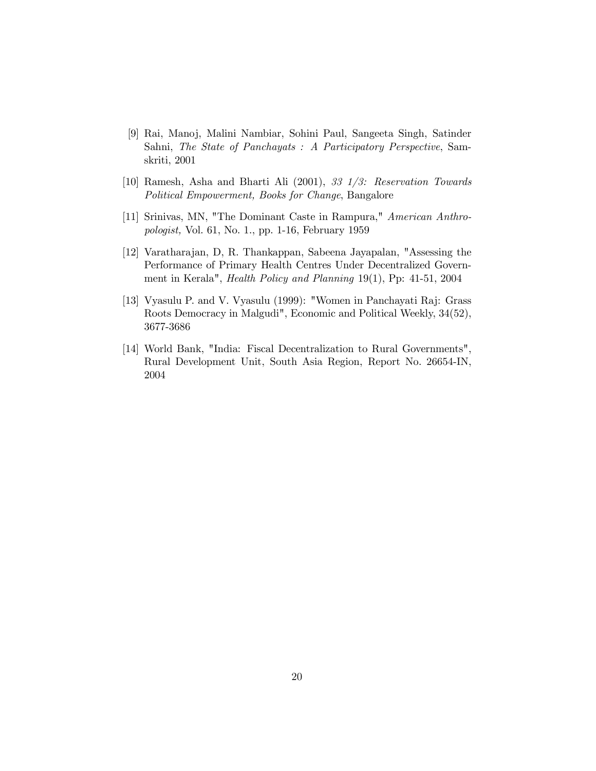[9] Rai, Manoj, Malini Nambiar, Sohini Paul, Sangeeta Singh, Satinder Sahni, *The State of Panchayats : A Participatory Perspective*, Samskriti, 2001

[10] Ramesh, Asha and Bharti Ali (2001), *33 1/3: Reservation Towards Political Empowerment, Books for Change*, Bangalore

[11] Srinivas, MN, "The Dominant Caste in Rampura," *American Anthropologist,* Vol. 61, No. 1., pp. 1-16, February 1959

[12] Varatharajan, D, R. Thankappan, Sabeena Jayapalan, "Assessing the Performance of Primary Health Centres Under Decentralized Government in Kerala", *Health Policy and Planning* 19(1), Pp: 41-51, 2004

[13] Vyasulu P. and V. Vyasulu (1999): "Women in Panchayati Raj: Grass Roots Democracy in Malgudi", Economic and Political Weekly, 34(52), 3677-3686

[14] World Bank, "India: Fiscal Decentralization to Rural Governments", Rural Development Unit, South Asia Region, Report No. 26654-IN, 2004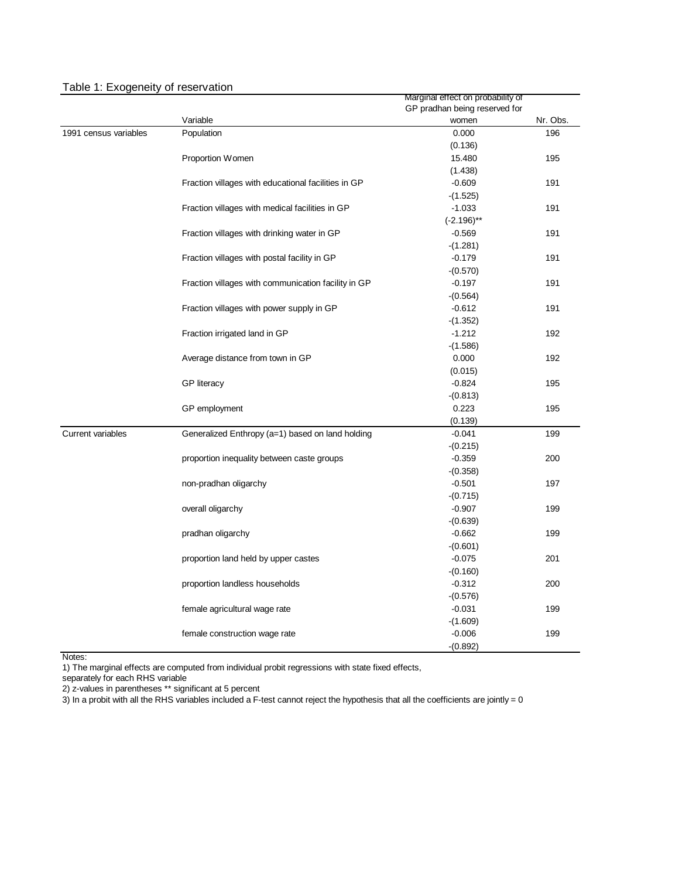Table 1: Exogeneity of reservation

| | Variable | Marginal effect on probability of GP pradhan being reserved for women | Nr. Obs. |
|---|---|---|---|
| 1991 census variables | Population | 0.000 | 196 |
| | | (0.136) | |
| | Proportion Women | 15.480 | 195 |
| | | (1.438) | |
| | Fraction villages with educational facilities in GP | -0.609 | 191 |
| | | -(1.525) | |
| | Fraction villages with medical facilities in GP | -1.033 | 191 |
| | | (-2.196)** | |
| | Fraction villages with drinking water in GP | -0.569 | 191 |
| | | -(1.281) | |
| | Fraction villages with postal facility in GP | -0.179 | 191 |
| | | -(0.570) | |
| | Fraction villages with communication facility in GP | -0.197 | 191 |
| | | -(0.564) | |
| | Fraction villages with power supply in GP | -0.612 | 191 |
| | | -(1.352) | |
| | Fraction irrigated land in GP | -1.212 | 192 |
| | | -(1.586) | |
| | Average distance from town in GP | 0.000 | 192 |
| | | (0.015) | |
| | GP literacy | -0.824 | 195 |
| | | -(0.813) | |
| | GP employment | 0.223 | 195 |
| | | (0.139) | |
| Current variables | Generalized Enthropy (a=1) based on land holding | -0.041 | 199 |
| | | -(0.215) | |
| | proportion inequality between caste groups | -0.359 | 200 |
| | | -(0.358) | |
| | non-pradhan oligarchy | -0.501 | 197 |
| | | -(0.715) | |
| | overall oligarchy | -0.907 | 199 |
| | | -(0.639) | |
| | pradhan oligarchy | -0.662 | 199 |
| | | -(0.601) | |
| | proportion land held by upper castes | -0.075 | 201 |
| | | -(0.160) | |
| | proportion landless households | -0.312 | 200 |
| | | -(0.576) | |
| | female agricultural wage rate | -0.031 | 199 |
| | | -(1.609) | |
| | female construction wage rate | -0.006 | 199 |
| | | -(0.892) | |

Notes:

1) The marginal effects are computed from individual probit regressions with state fixed effects, separately for each RHS variable

2) z-values in parentheses ** significant at 5 percent

3) In a probit with all the RHS variables included a F-test cannot reject the hypothesis that all the coefficients are jointly = 0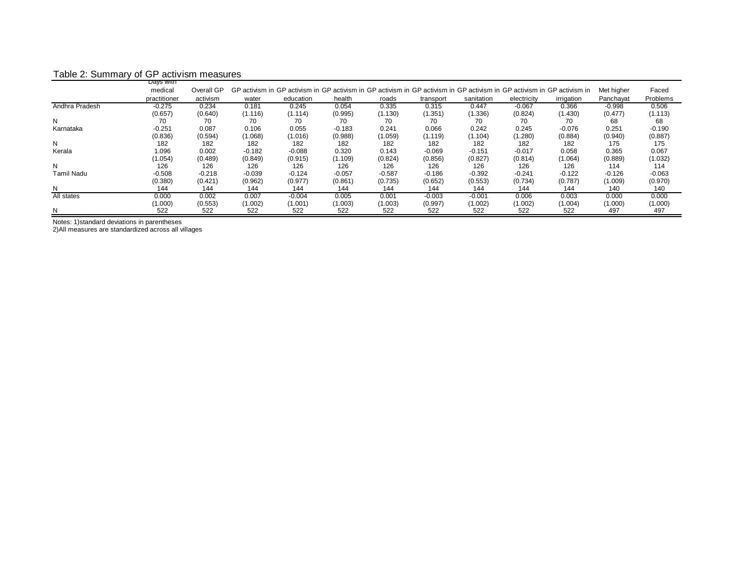Table 2: Summary of GP activism measures

| | Days with medical practitioner | Overall GP activism | GP activism in water | GP activism in education | GP activism in health | GP activism in roads | GP activism in transport | GP activism in sanitation | GP activism in electricity | GP activism in irrigation | Met higher Panchayat | Faced Problems |
|---|---|---|---|---|---|---|---|---|---|---|---|---|
| Andhra Pradesh | -0.275 | 0.234 | 0.181 | 0.245 | 0.054 | 0.335 | 0.315 | 0.447 | -0.067 | 0.366 | -0.998 | 0.506 |
| | (0.657) | (0.640) | (1.116) | (1.114) | (0.995) | (1.130) | (1.351) | (1.336) | (0.824) | (1.430) | (0.477) | (1.113) |
| N | 70 | 70 | 70 | 70 | 70 | 70 | 70 | 70 | 70 | 70 | 68 | 68 |
| Karnataka | -0.251 | 0.087 | 0.106 | 0.055 | -0.183 | 0.241 | 0.066 | 0.242 | 0.245 | -0.076 | 0.251 | -0.190 |
| | (0.836) | (0.594) | (1.068) | (1.016) | (0.988) | (1.059) | (1.119) | (1.104) | (1.280) | (0.884) | (0.940) | (0.887) |
| N | 182 | 182 | 182 | 182 | 182 | 182 | 182 | 182 | 182 | 182 | 175 | 175 |
| Kerala | 1.096 | 0.002 | -0.182 | -0.088 | 0.320 | 0.143 | -0.069 | -0.151 | -0.017 | 0.058 | 0.365 | 0.067 |
| | (1.054) | (0.489) | (0.849) | (0.915) | (1.109) | (0.824) | (0.856) | (0.827) | (0.814) | (1.064) | (0.889) | (1.032) |
| N | 126 | 126 | 126 | 126 | 126 | 126 | 126 | 126 | 126 | 126 | 114 | 114 |
| Tamil Nadu | -0.508 | -0.218 | -0.039 | -0.124 | -0.057 | -0.587 | -0.186 | -0.392 | -0.241 | -0.122 | -0.126 | -0.063 |
| | (0.380) | (0.421) | (0.962) | (0.977) | (0.861) | (0.735) | (0.652) | (0.553) | (0.734) | (0.787) | (1.009) | (0.970) |
| N | 144 | 144 | 144 | 144 | 144 | 144 | 144 | 144 | 144 | 144 | 140 | 140 |
| All states | 0.000 | 0.002 | 0.007 | -0.004 | 0.005 | 0.001 | -0.003 | -0.001 | 0.006 | 0.003 | 0.000 | 0.000 |
| | (1.000) | (0.553) | (1.002) | (1.001) | (1.003) | (1.003) | (0.997) | (1.002) | (1.002) | (1.004) | (1.000) | (1.000) |
| N | 522 | 522 | 522 | 522 | 522 | 522 | 522 | 522 | 522 | 522 | 497 | 497 |

Notes: 1)standard deviations in parentheses
2)All measures are standardized across all villages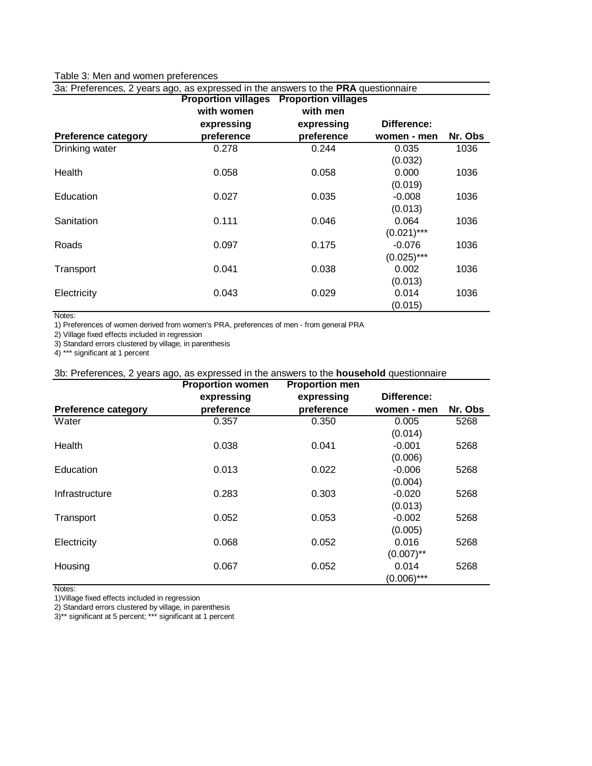Table 3: Men and women preferences

3a: Preferences, 2 years ago, as expressed in the answers to the **PRA** questionnaire

| Preference category | Proportion villages with women expressing preference | Proportion villages with men expressing preference | Difference: women - men | Nr. Obs |
|---|---|---|---|---|
| Drinking water | 0.278 | 0.244 | 0.035 | 1036 |
| | | | (0.032) | |
| Health | 0.058 | 0.058 | 0.000 | 1036 |
| | | | (0.019) | |
| Education | 0.027 | 0.035 | -0.008 | 1036 |
| | | | (0.013) | |
| Sanitation | 0.111 | 0.046 | 0.064 | 1036 |
| | | | (0.021)*** | |
| Roads | 0.097 | 0.175 | -0.076 | 1036 |
| | | | (0.025)*** | |
| Transport | 0.041 | 0.038 | 0.002 | 1036 |
| | | | (0.013) | |
| Electricity | 0.043 | 0.029 | 0.014 | 1036 |
| | | | (0.015) | |

Notes:
1) Preferences of women derived from women's PRA, preferences of men - from general PRA
2) Village fixed effects included in regression
3) Standard errors clustered by village, in parenthesis
4) *** significant at 1 percent

3b: Preferences, 2 years ago, as expressed in the answers to the **household** questionnaire

| Preference category | Proportion women expressing preference | Proportion men expressing preference | Difference: women - men | Nr. Obs |
|---|---|---|---|---|
| Water | 0.357 | 0.350 | 0.005 | 5268 |
| | | | (0.014) | |
| Health | 0.038 | 0.041 | -0.001 | 5268 |
| | | | (0.006) | |
| Education | 0.013 | 0.022 | -0.006 | 5268 |
| | | | (0.004) | |
| Infrastructure | 0.283 | 0.303 | -0.020 | 5268 |
| | | | (0.013) | |
| Transport | 0.052 | 0.053 | -0.002 | 5268 |
| | | | (0.005) | |
| Electricity | 0.068 | 0.052 | 0.016 | 5268 |
| | | | (0.007)** | |
| Housing | 0.067 | 0.052 | 0.014 | 5268 |
| | | | (0.006)*** | |

Notes:
1)Village fixed effects included in regression
2) Standard errors clustered by village, in parenthesis
3)** significant at 5 percent; *** significant at 1 percent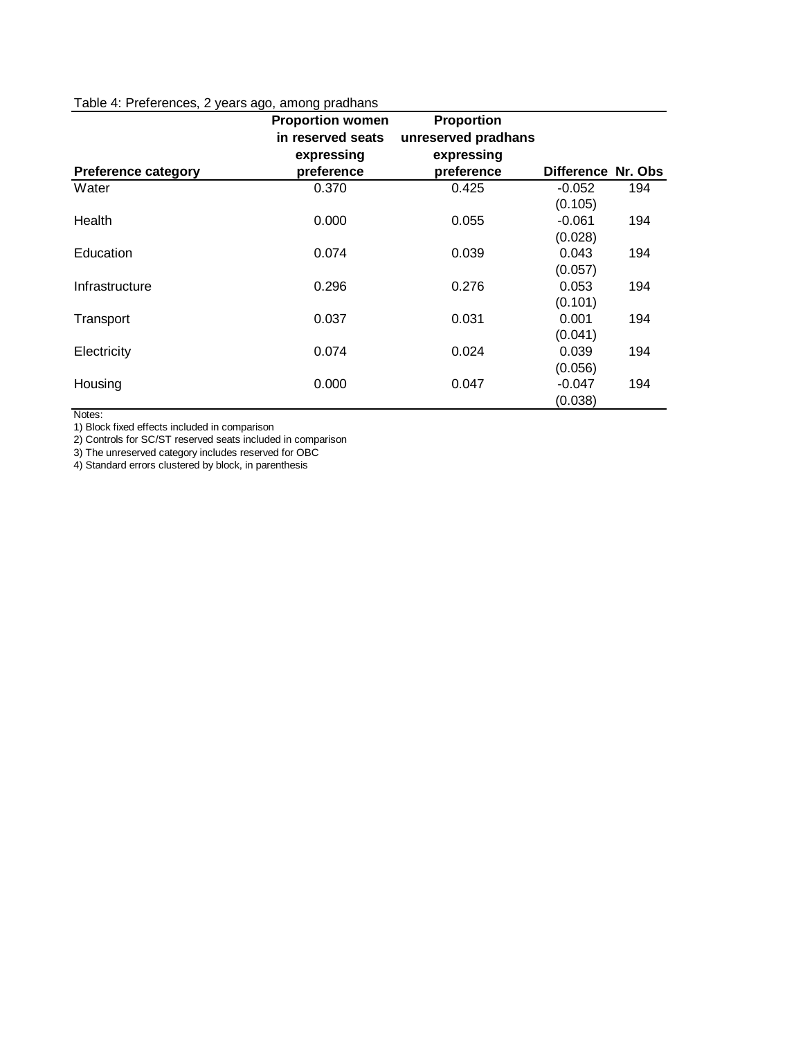Table 4: Preferences, 2 years ago, among pradhans

| Preference category | Proportion women in reserved seats expressing preference | Proportion unreserved pradhans expressing preference | Difference | Nr. Obs |
|---|---|---|---|---|
| Water | 0.370 | 0.425 | -0.052 | 194 |
| | | | (0.105) | |
| Health | 0.000 | 0.055 | -0.061 | 194 |
| | | | (0.028) | |
| Education | 0.074 | 0.039 | 0.043 | 194 |
| | | | (0.057) | |
| Infrastructure | 0.296 | 0.276 | 0.053 | 194 |
| | | | (0.101) | |
| Transport | 0.037 | 0.031 | 0.001 | 194 |
| | | | (0.041) | |
| Electricity | 0.074 | 0.024 | 0.039 | 194 |
| | | | (0.056) | |
| Housing | 0.000 | 0.047 | -0.047 | 194 |
| | | | (0.038) | |

Notes:
1) Block fixed effects included in comparison
2) Controls for SC/ST reserved seats included in comparison
3) The unreserved category includes reserved for OBC
4) Standard errors clustered by block, in parenthesis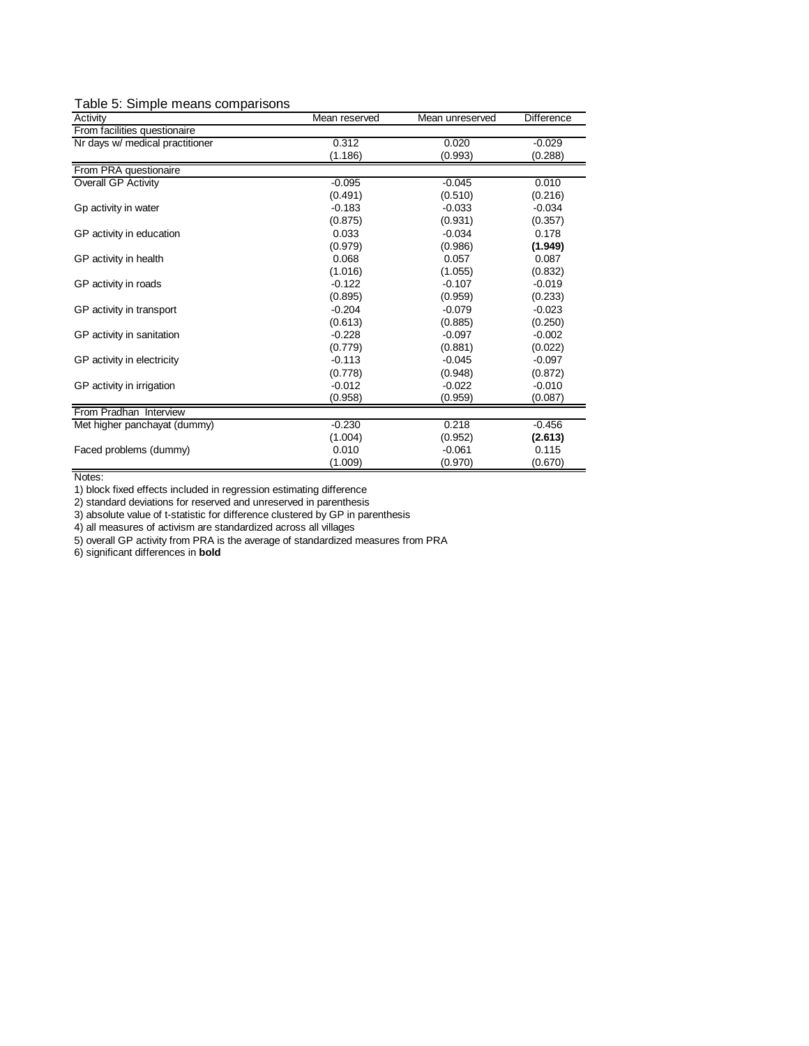Table 5: Simple means comparisons

| Activity | Mean reserved | Mean unreserved | Difference |
|---|---|---|---|
| From facilities questionaire | | | |
| Nr days w/ medical practitioner | 0.312 | 0.020 | -0.029 |
| | (1.186) | (0.993) | (0.288) |
| From PRA questionaire | | | |
| Overall GP Activity | -0.095 | -0.045 | 0.010 |
| | (0.491) | (0.510) | (0.216) |
| Gp activity in water | -0.183 | -0.033 | -0.034 |
| | (0.875) | (0.931) | (0.357) |
| GP activity in education | 0.033 | -0.034 | 0.178 |
| | (0.979) | (0.986) | **(1.949)** |
| GP activity in health | 0.068 | 0.057 | 0.087 |
| | (1.016) | (1.055) | (0.832) |
| GP activity in roads | -0.122 | -0.107 | -0.019 |
| | (0.895) | (0.959) | (0.233) |
| GP activity in transport | -0.204 | -0.079 | -0.023 |
| | (0.613) | (0.885) | (0.250) |
| GP activity in sanitation | -0.228 | -0.097 | -0.002 |
| | (0.779) | (0.881) | (0.022) |
| GP activity in electricity | -0.113 | -0.045 | -0.097 |
| | (0.778) | (0.948) | (0.872) |
| GP activity in irrigation | -0.012 | -0.022 | -0.010 |
| | (0.958) | (0.959) | (0.087) |
| From Pradhan Interview | | | |
| Met higher panchayat (dummy) | -0.230 | 0.218 | -0.456 |
| | (1.004) | (0.952) | **(2.613)** |
| Faced problems (dummy) | 0.010 | -0.061 | 0.115 |
| | (1.009) | (0.970) | (0.670) |

Notes:

1) block fixed effects included in regression estimating difference
2) standard deviations for reserved and unreserved in parenthesis
3) absolute value of t-statistic for difference clustered by GP in parenthesis
4) all measures of activism are standardized across all villages
5) overall GP activity from PRA is the average of standardized measures from PRA
6) significant differences in **bold**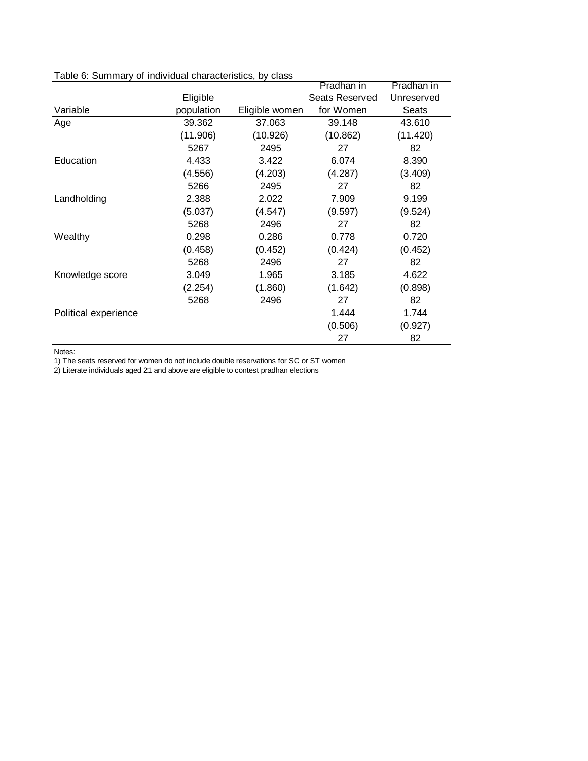Table 6: Summary of individual characteristics, by class

| Variable | Eligible population | Eligible women | Pradhan in Seats Reserved for Women | Pradhan in Unreserved Seats |
|---|---|---|---|---|
| Age | 39.362 | 37.063 | 39.148 | 43.610 |
| | (11.906) | (10.926) | (10.862) | (11.420) |
| | 5267 | 2495 | 27 | 82 |
| Education | 4.433 | 3.422 | 6.074 | 8.390 |
| | (4.556) | (4.203) | (4.287) | (3.409) |
| | 5266 | 2495 | 27 | 82 |
| Landholding | 2.388 | 2.022 | 7.909 | 9.199 |
| | (5.037) | (4.547) | (9.597) | (9.524) |
| | 5268 | 2496 | 27 | 82 |
| Wealthy | 0.298 | 0.286 | 0.778 | 0.720 |
| | (0.458) | (0.452) | (0.424) | (0.452) |
| | 5268 | 2496 | 27 | 82 |
| Knowledge score | 3.049 | 1.965 | 3.185 | 4.622 |
| | (2.254) | (1.860) | (1.642) | (0.898) |
| | 5268 | 2496 | 27 | 82 |
| Political experience | | | 1.444 | 1.744 |
| | | | (0.506) | (0.927) |
| | | | 27 | 82 |

Notes:
1) The seats reserved for women do not include double reservations for SC or ST women
2) Literate individuals aged 21 and above are eligible to contest pradhan elections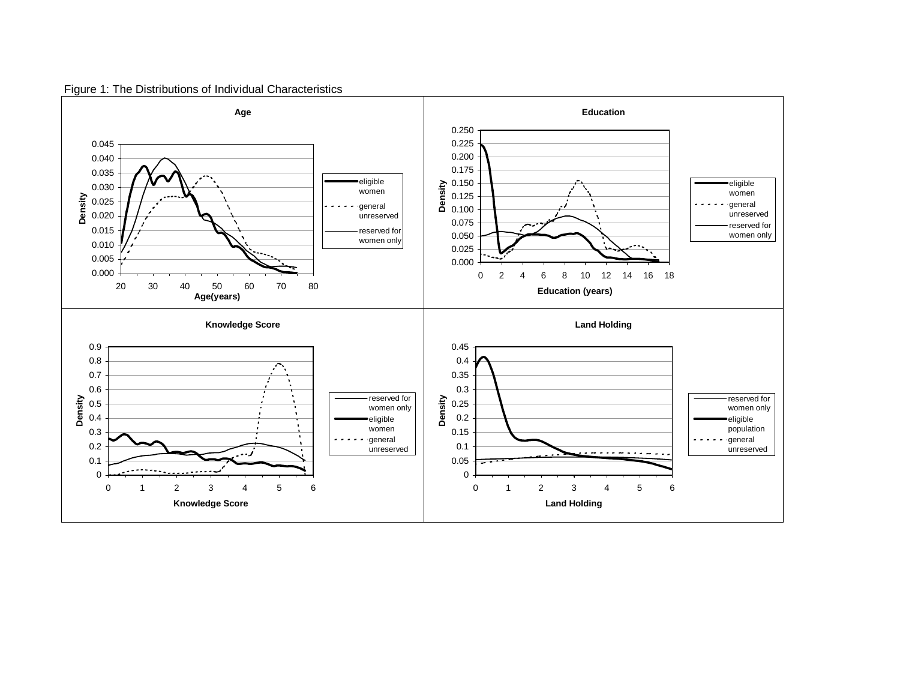Figure 1: The Distributions of Individual Characteristics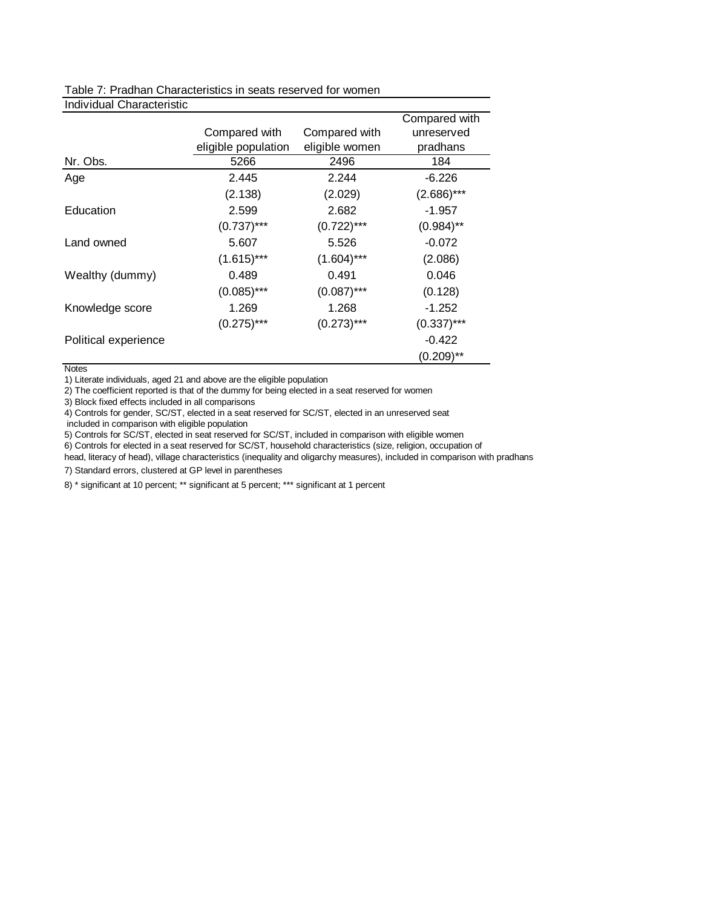Table 7: Pradhan Characteristics in seats reserved for women

| Individual Characteristic | Compared with eligible population | Compared with eligible women | Compared with unreserved pradhans |
|---|---|---|---|
| Nr. Obs. | 5266 | 2496 | 184 |
| Age | 2.445 | 2.244 | -6.226 |
| | (2.138) | (2.029) | (2.686)*** |
| Education | 2.599 | 2.682 | -1.957 |
| | (0.737)*** | (0.722)*** | (0.984)** |
| Land owned | 5.607 | 5.526 | -0.072 |
| | (1.615)*** | (1.604)*** | (2.086) |
| Wealthy (dummy) | 0.489 | 0.491 | 0.046 |
| | (0.085)*** | (0.087)*** | (0.128) |
| Knowledge score | 1.269 | 1.268 | -1.252 |
| | (0.275)*** | (0.273)*** | (0.337)*** |
| Political experience | | | -0.422 |
| | | | (0.209)** |

Notes

1) Literate individuals, aged 21 and above are the eligible population

2) The coefficient reported is that of the dummy for being elected in a seat reserved for women

3) Block fixed effects included in all comparisons

4) Controls for gender, SC/ST, elected in a seat reserved for SC/ST, elected in an unreserved seat included in comparison with eligible population

5) Controls for SC/ST, elected in seat reserved for SC/ST, included in comparison with eligible women

6) Controls for elected in a seat reserved for SC/ST, household characteristics (size, religion, occupation of head, literacy of head), village characteristics (inequality and oligarchy measures), included in comparison with pradhans

7) Standard errors, clustered at GP level in parentheses

8) * significant at 10 percent; ** significant at 5 percent; *** significant at 1 percent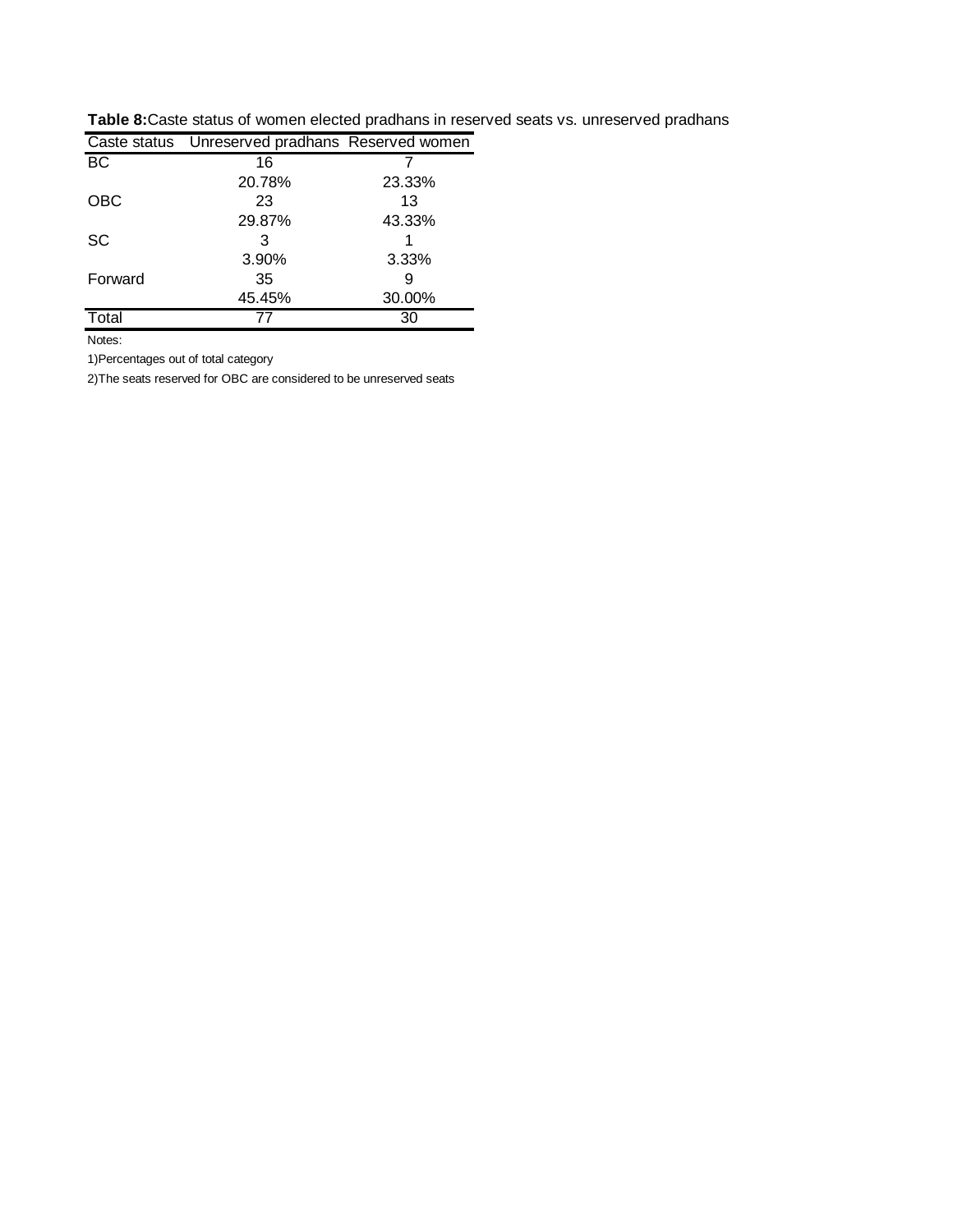**Table 8:** Caste status of women elected pradhans in reserved seats vs. unreserved pradhans

| Caste status | Unreserved pradhans | Reserved women |
|---|---|---|
| BC | 16 | 7 |
| | 20.78% | 23.33% |
| OBC | 23 | 13 |
| | 29.87% | 43.33% |
| SC | 3 | 1 |
| | 3.90% | 3.33% |
| Forward | 35 | 9 |
| | 45.45% | 30.00% |
| Total | 77 | 30 |

Notes:

1)Percentages out of total category

2)The seats reserved for OBC are considered to be unreserved seats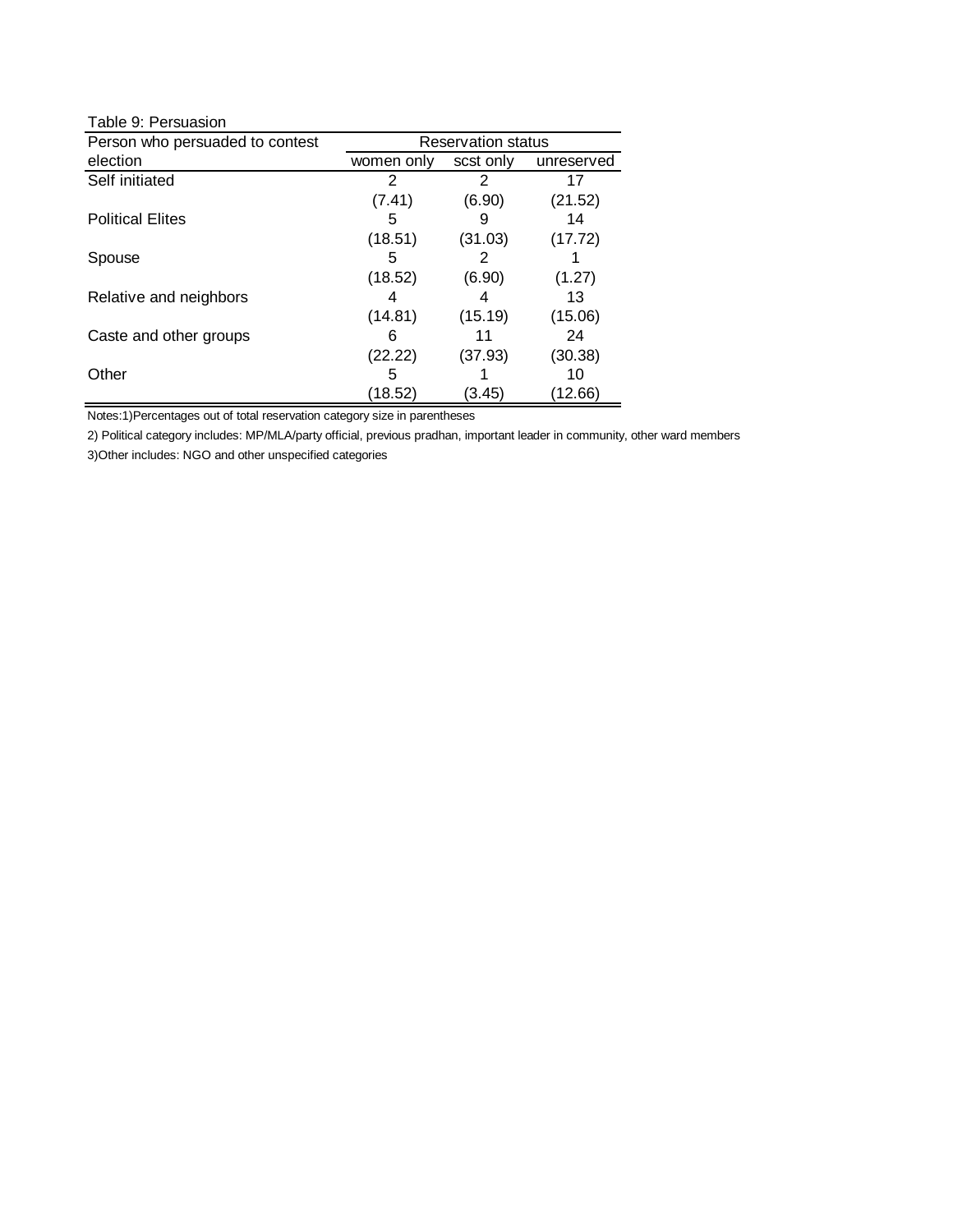Table 9: Persuasion

| Person who persuaded to contest election | Reservation status | | |
|---|---|---|---|
| | women only | scst only | unreserved |
| Self initiated | 2 | 2 | 17 |
| | (7.41) | (6.90) | (21.52) |
| Political Elites | 5 | 9 | 14 |
| | (18.51) | (31.03) | (17.72) |
| Spouse | 5 | 2 | 1 |
| | (18.52) | (6.90) | (1.27) |
| Relative and neighbors | 4 | 4 | 13 |
| | (14.81) | (15.19) | (15.06) |
| Caste and other groups | 6 | 11 | 24 |
| | (22.22) | (37.93) | (30.38) |
| Other | 5 | 1 | 10 |
| | (18.52) | (3.45) | (12.66) |

Notes:1)Percentages out of total reservation category size in parentheses

2) Political category includes: MP/MLA/party official, previous pradhan, important leader in community, other ward members

3)Other includes: NGO and other unspecified categories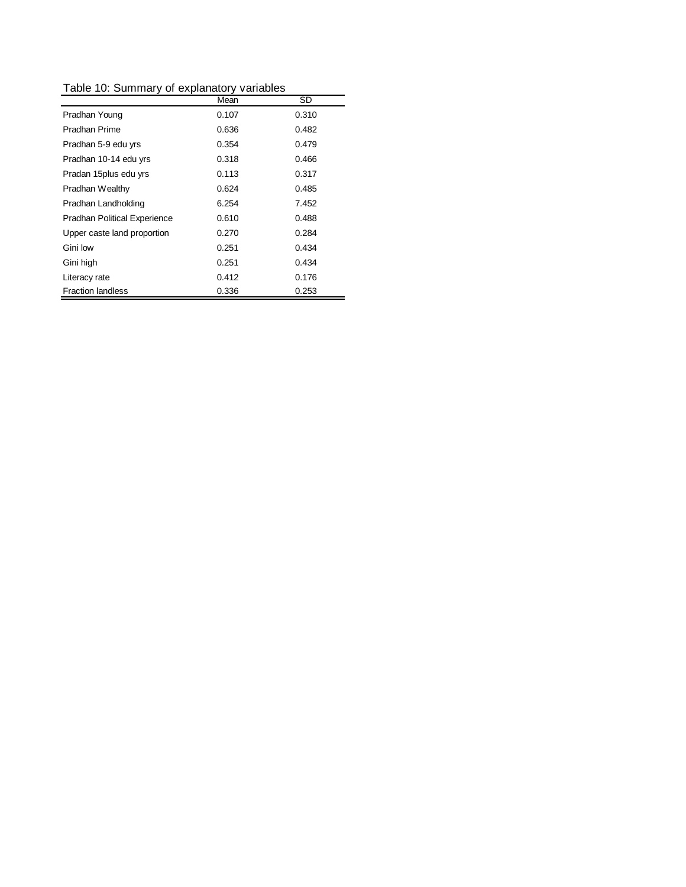Table 10: Summary of explanatory variables

| | Mean | SD |
|---|---|---|
| Pradhan Young | 0.107 | 0.310 |
| Pradhan Prime | 0.636 | 0.482 |
| Pradhan 5-9 edu yrs | 0.354 | 0.479 |
| Pradhan 10-14 edu yrs | 0.318 | 0.466 |
| Pradan 15plus edu yrs | 0.113 | 0.317 |
| Pradhan Wealthy | 0.624 | 0.485 |
| Pradhan Landholding | 6.254 | 7.452 |
| Pradhan Political Experience | 0.610 | 0.488 |
| Upper caste land proportion | 0.270 | 0.284 |
| Gini low | 0.251 | 0.434 |
| Gini high | 0.251 | 0.434 |
| Literacy rate | 0.412 | 0.176 |
| Fraction landless | 0.336 | 0.253 |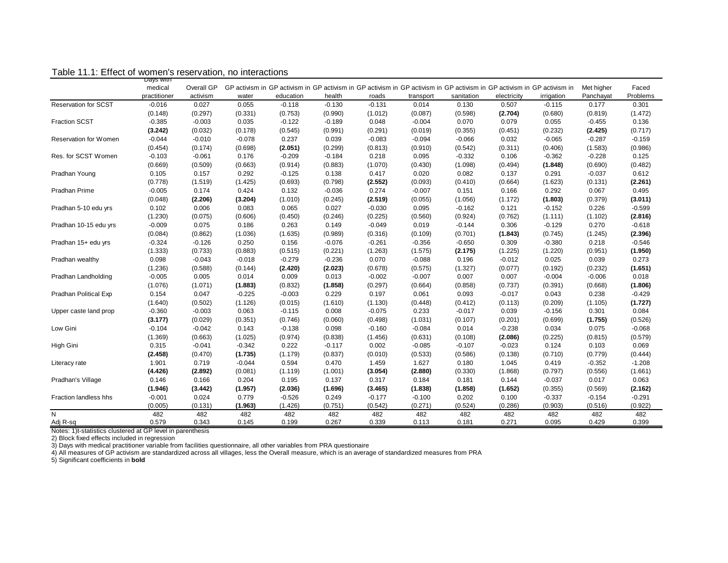Table 11.1: Effect of women's reservation, no interactions

| | Days with medical practitioner | Overall GP activism | GP activism in water | GP activism in education | GP activism in health | GP activism in roads | GP activism in transport | GP activism in sanitation | GP activism in electricity | GP activism in irrigation | Met higher Panchayat | Faced Problems |
|---|---|---|---|---|---|---|---|---|---|---|---|---|
| Reservation for SCST | -0.016 | 0.027 | 0.055 | -0.118 | -0.130 | -0.131 | 0.014 | 0.130 | 0.507 | -0.115 | 0.177 | 0.301 |
| | (0.148) | (0.297) | (0.331) | (0.753) | (0.990) | (1.012) | (0.087) | (0.598) | **(2.704)** | (0.680) | (0.819) | (1.472) |
| Fraction SCST | -0.385 | -0.003 | 0.035 | -0.122 | -0.189 | 0.048 | -0.004 | 0.070 | 0.079 | 0.055 | -0.455 | 0.136 |
| | **(3.242)** | (0.032) | (0.178) | (0.545) | (0.991) | (0.291) | (0.019) | (0.355) | (0.451) | (0.232) | **(2.425)** | (0.717) |
| Reservation for Women | -0.044 | -0.010 | -0.078 | 0.237 | 0.039 | -0.083 | -0.094 | -0.066 | 0.032 | -0.065 | -0.287 | -0.159 |
| | (0.454) | (0.174) | (0.698) | **(2.051)** | (0.299) | (0.813) | (0.910) | (0.542) | (0.311) | (0.406) | (1.583) | (0.986) |
| Res. for SCST Women | -0.103 | -0.061 | 0.176 | -0.209 | -0.184 | 0.218 | 0.095 | -0.332 | 0.106 | -0.362 | -0.228 | 0.125 |
| | (0.669) | (0.509) | (0.663) | (0.914) | (0.883) | (1.070) | (0.430) | (1.098) | (0.494) | **(1.848)** | (0.690) | (0.482) |
| Pradhan Young | 0.105 | 0.157 | 0.292 | -0.125 | 0.138 | 0.417 | 0.020 | 0.082 | 0.137 | 0.291 | -0.037 | 0.612 |
| | (0.778) | (1.519) | (1.425) | (0.693) | (0.798) | **(2.552)** | (0.093) | (0.410) | (0.664) | (1.623) | (0.131) | **(2.261)** |
| Pradhan Prime | -0.005 | 0.174 | 0.424 | 0.132 | -0.036 | 0.274 | -0.007 | 0.151 | 0.166 | 0.292 | 0.067 | 0.495 |
| | (0.048) | **(2.206)** | **(3.204)** | (1.010) | (0.245) | **(2.519)** | (0.055) | (1.056) | (1.172) | **(1.803)** | (0.379) | **(3.011)** |
| Pradhan 5-10 edu yrs | 0.102 | 0.006 | 0.083 | 0.065 | 0.027 | -0.030 | 0.095 | -0.162 | 0.121 | -0.152 | 0.226 | -0.599 |
| | (1.230) | (0.075) | (0.606) | (0.450) | (0.246) | (0.225) | (0.560) | (0.924) | (0.762) | (1.111) | (1.102) | **(2.816)** |
| Pradhan 10-15 edu yrs | -0.009 | 0.075 | 0.186 | 0.263 | 0.149 | -0.049 | 0.019 | -0.144 | 0.306 | -0.129 | 0.270 | -0.618 |
| | (0.084) | (0.862) | (1.036) | (1.635) | (0.989) | (0.316) | (0.109) | (0.701) | **(1.843)** | (0.745) | (1.245) | **(2.396)** |
| Pradhan 15+ edu yrs | -0.324 | -0.126 | 0.250 | 0.156 | -0.076 | -0.261 | -0.356 | -0.650 | 0.309 | -0.380 | 0.218 | -0.546 |
| | (1.333) | (0.733) | (0.883) | (0.515) | (0.221) | (1.263) | (1.575) | **(2.175)** | (1.225) | (1.220) | (0.951) | **(1.950)** |
| Pradhan wealthy | 0.098 | -0.043 | -0.018 | -0.279 | -0.236 | 0.070 | -0.088 | 0.196 | -0.012 | 0.025 | 0.039 | 0.273 |
| | (1.236) | (0.588) | (0.144) | **(2.420)** | **(2.023)** | (0.678) | (0.575) | (1.327) | (0.077) | (0.192) | (0.232) | **(1.651)** |
| Pradhan Landholding | -0.005 | 0.005 | 0.014 | 0.009 | 0.013 | -0.002 | -0.007 | 0.007 | 0.007 | -0.004 | -0.006 | 0.018 |
| | (1.076) | (1.071) | **(1.883)** | (0.832) | **(1.858)** | (0.297) | (0.664) | (0.858) | (0.737) | (0.391) | (0.668) | **(1.806)** |
| Pradhan Political Exp | 0.154 | 0.047 | -0.225 | -0.003 | 0.229 | 0.197 | 0.061 | 0.093 | -0.017 | 0.043 | 0.238 | -0.429 |
| | (1.640) | (0.502) | (1.126) | (0.015) | (1.610) | (1.130) | (0.448) | (0.412) | (0.113) | (0.209) | (1.105) | **(1.727)** |
| Upper caste land prop | -0.360 | -0.003 | 0.063 | -0.115 | 0.008 | -0.075 | 0.233 | -0.017 | 0.039 | -0.156 | 0.301 | 0.084 |
| | **(3.177)** | (0.029) | (0.351) | (0.746) | (0.060) | (0.498) | (1.031) | (0.107) | (0.201) | (0.699) | **(1.755)** | (0.526) |
| Low Gini | -0.104 | -0.042 | 0.143 | -0.138 | 0.098 | -0.160 | -0.084 | 0.014 | -0.238 | 0.034 | 0.075 | -0.068 |
| | (1.369) | (0.663) | (1.025) | (0.974) | (0.838) | (1.456) | (0.631) | (0.108) | **(2.086)** | (0.225) | (0.815) | (0.579) |
| High Gini | 0.315 | -0.041 | -0.342 | 0.222 | -0.117 | 0.002 | -0.085 | -0.107 | -0.023 | 0.124 | 0.103 | 0.069 |
| | **(2.458)** | (0.470) | **(1.735)** | (1.179) | (0.837) | (0.010) | (0.533) | (0.586) | (0.138) | (0.710) | (0.779) | (0.444) |
| Literacy rate | 1.901 | 0.719 | -0.044 | 0.594 | 0.470 | 1.459 | 1.627 | 0.180 | 1.045 | 0.419 | -0.352 | -1.208 |
| | **(4.426)** | **(2.892)** | (0.081) | (1.119) | (1.001) | **(3.054)** | **(2.880)** | (0.330) | (1.868) | (0.797) | (0.556) | (1.661) |
| Pradhan's Village | 0.146 | 0.166 | 0.204 | 0.195 | 0.137 | 0.317 | 0.184 | 0.181 | 0.144 | -0.037 | 0.017 | 0.063 |
| | **(1.946)** | **(3.442)** | **(1.957)** | **(2.036)** | **(1.696)** | **(3.465)** | **(1.838)** | **(1.858)** | **(1.652)** | (0.355) | (0.569) | **(2.162)** |
| Fraction landless hhs | -0.001 | 0.024 | 0.779 | -0.526 | 0.249 | -0.177 | -0.100 | 0.202 | 0.100 | -0.337 | -0.154 | -0.291 |
| | (0.005) | (0.131) | **(1.963)** | (1.426) | (0.751) | (0.542) | (0.271) | (0.524) | (0.286) | (0.903) | (0.516) | (0.922) |
| N | 482 | 482 | 482 | 482 | 482 | 482 | 482 | 482 | 482 | 482 | 482 | 482 |
| Adj R-sq | 0.579 | 0.343 | 0.145 | 0.199 | 0.267 | 0.339 | 0.113 | 0.181 | 0.271 | 0.095 | 0.429 | 0.399 |

Notes: 1)t-statistics clustered at GP level in parenthesis
2) Block fixed effects included in regression
3) Days with medical practitioner variable from facilities questionnaire, all other variables from PRA questionaire
4) All measures of GP activism are standardized across all villages, less the Overall measure, which is an average of standardized measures from PRA
5) Significant coefficients in **bold**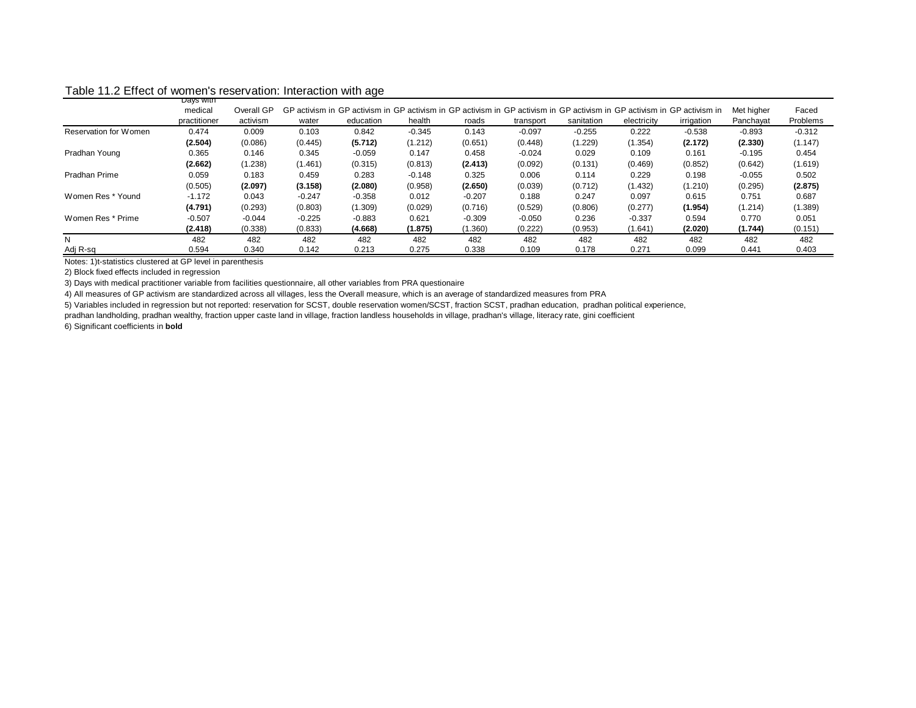Table 11.2 Effect of women's reservation: Interaction with age

| | Days with medical practitioner | Overall GP activism | GP activism in water | GP activism in education | GP activism in health | GP activism in roads | GP activism in transport | GP activism in sanitation | GP activism in electricity | GP activism in irrigation | Met higher Panchayat | Faced Problems |
|---|---|---|---|---|---|---|---|---|---|---|---|---|
| Reservation for Women | 0.474 | 0.009 | 0.103 | 0.842 | -0.345 | 0.143 | -0.097 | -0.255 | 0.222 | -0.538 | -0.893 | -0.312 |
| | **(2.504)** | (0.086) | (0.445) | **(5.712)** | (1.212) | (0.651) | (0.448) | (1.229) | (1.354) | **(2.172)** | **(2.330)** | (1.147) |
| Pradhan Young | 0.365 | 0.146 | 0.345 | -0.059 | 0.147 | 0.458 | -0.024 | 0.029 | 0.109 | 0.161 | -0.195 | 0.454 |
| | **(2.662)** | (1.238) | (1.461) | (0.315) | (0.813) | **(2.413)** | (0.092) | (0.131) | (0.469) | (0.852) | (0.642) | (1.619) |
| Pradhan Prime | 0.059 | 0.183 | 0.459 | 0.283 | -0.148 | 0.325 | 0.006 | 0.114 | 0.229 | 0.198 | -0.055 | 0.502 |
| | (0.505) | **(2.097)** | **(3.158)** | **(2.080)** | (0.958) | **(2.650)** | (0.039) | (0.712) | (1.432) | (1.210) | (0.295) | **(2.875)** |
| Women Res * Yound | -1.172 | 0.043 | -0.247 | -0.358 | 0.012 | -0.207 | 0.188 | 0.247 | 0.097 | 0.615 | 0.751 | 0.687 |
| | **(4.791)** | (0.293) | (0.803) | (1.309) | (0.029) | (0.716) | (0.529) | (0.806) | (0.277) | **(1.954)** | (1.214) | (1.389) |
| Women Res * Prime | -0.507 | -0.044 | -0.225 | -0.883 | 0.621 | -0.309 | -0.050 | 0.236 | -0.337 | 0.594 | 0.770 | 0.051 |
| | **(2.418)** | (0.338) | (0.833) | **(4.668)** | **(1.875)** | (1.360) | (0.222) | (0.953) | (1.641) | **(2.020)** | **(1.744)** | (0.151) |
| N | 482 | 482 | 482 | 482 | 482 | 482 | 482 | 482 | 482 | 482 | 482 | 482 |
| Adj R-sq | 0.594 | 0.340 | 0.142 | 0.213 | 0.275 | 0.338 | 0.109 | 0.178 | 0.271 | 0.099 | 0.441 | 0.403 |

Notes: 1)t-statistics clustered at GP level in parenthesis

2) Block fixed effects included in regression

3) Days with medical practitioner variable from facilities questionnaire, all other variables from PRA questionaire

4) All measures of GP activism are standardized across all villages, less the Overall measure, which is an average of standardized measures from PRA

5) Variables included in regression but not reported: reservation for SCST, double reservation women/SCST, fraction SCST, pradhan education, pradhan political experience, pradhan landholding, pradhan wealthy, fraction upper caste land in village, fraction landless households in village, pradhan's village, literacy rate, gini coefficient

6) Significant coefficients in **bold**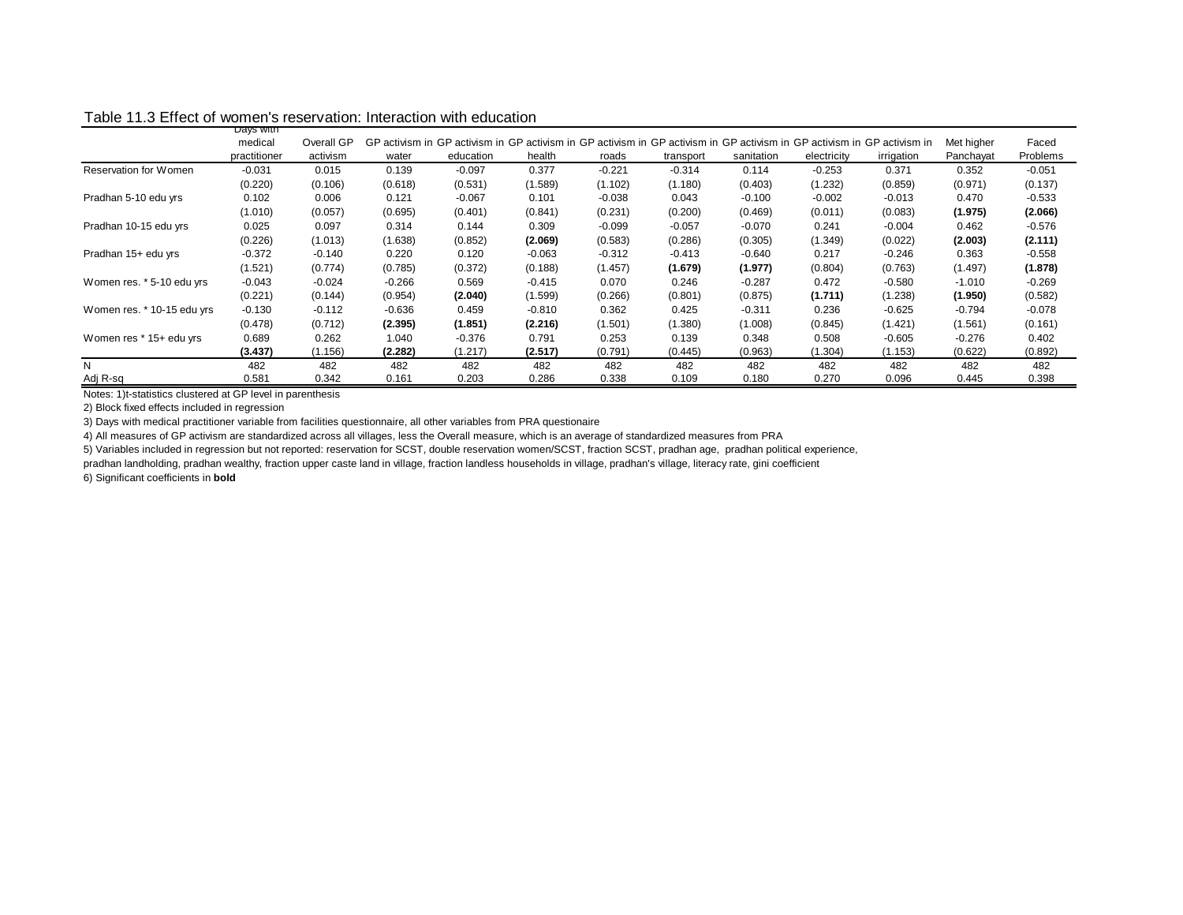Table 11.3 Effect of women's reservation: Interaction with education

| | Days with medical practitioner | Overall GP activism | GP activism in water | GP activism in education | GP activism in health | GP activism in roads | GP activism in transport | GP activism in sanitation | GP activism in electricity | GP activism in irrigation | Met higher Panchayat | Faced Problems |
|---|---|---|---|---|---|---|---|---|---|---|---|---|
| Reservation for Women | -0.031 | 0.015 | 0.139 | -0.097 | 0.377 | -0.221 | -0.314 | 0.114 | -0.253 | 0.371 | 0.352 | -0.051 |
| | (0.220) | (0.106) | (0.618) | (0.531) | (1.589) | (1.102) | (1.180) | (0.403) | (1.232) | (0.859) | (0.971) | (0.137) |
| Pradhan 5-10 edu yrs | 0.102 | 0.006 | 0.121 | -0.067 | 0.101 | -0.038 | 0.043 | -0.100 | -0.002 | -0.013 | 0.470 | -0.533 |
| | (1.010) | (0.057) | (0.695) | (0.401) | (0.841) | (0.231) | (0.200) | (0.469) | (0.011) | (0.083) | **(1.975)** | **(2.066)** |
| Pradhan 10-15 edu yrs | 0.025 | 0.097 | 0.314 | 0.144 | 0.309 | -0.099 | -0.057 | -0.070 | 0.241 | -0.004 | 0.462 | -0.576 |
| | (0.226) | (1.013) | (1.638) | (0.852) | **(2.069)** | (0.583) | (0.286) | (0.305) | (1.349) | (0.022) | **(2.003)** | **(2.111)** |
| Pradhan 15+ edu yrs | -0.372 | -0.140 | 0.220 | 0.120 | -0.063 | -0.312 | -0.413 | -0.640 | 0.217 | -0.246 | 0.363 | -0.558 |
| | (1.521) | (0.774) | (0.785) | (0.372) | (0.188) | (1.457) | **(1.679)** | **(1.977)** | (0.804) | (0.763) | (1.497) | **(1.878)** |
| Women res. * 5-10 edu yrs | -0.043 | -0.024 | -0.266 | 0.569 | -0.415 | 0.070 | 0.246 | -0.287 | 0.472 | -0.580 | -1.010 | -0.269 |
| | (0.221) | (0.144) | (0.954) | **(2.040)** | (1.599) | (0.266) | (0.801) | (0.875) | **(1.711)** | (1.238) | **(1.950)** | (0.582) |
| Women res. * 10-15 edu yrs | -0.130 | -0.112 | -0.636 | 0.459 | -0.810 | 0.362 | 0.425 | -0.311 | 0.236 | -0.625 | -0.794 | -0.078 |
| | (0.478) | (0.712) | **(2.395)** | **(1.851)** | **(2.216)** | (1.501) | (1.380) | (1.008) | (0.845) | (1.421) | (1.561) | (0.161) |
| Women res * 15+ edu yrs | 0.689 | 0.262 | 1.040 | -0.376 | 0.791 | 0.253 | 0.139 | 0.348 | 0.508 | -0.605 | -0.276 | 0.402 |
| | **(3.437)** | (1.156) | **(2.282)** | (1.217) | **(2.517)** | (0.791) | (0.445) | (0.963) | (1.304) | (1.153) | (0.622) | (0.892) |
| N | 482 | 482 | 482 | 482 | 482 | 482 | 482 | 482 | 482 | 482 | 482 | 482 |
| Adj R-sq | 0.581 | 0.342 | 0.161 | 0.203 | 0.286 | 0.338 | 0.109 | 0.180 | 0.270 | 0.096 | 0.445 | 0.398 |

Notes: 1)t-statistics clustered at GP level in parenthesis

2) Block fixed effects included in regression

3) Days with medical practitioner variable from facilities questionnaire, all other variables from PRA questionaire

4) All measures of GP activism are standardized across all villages, less the Overall measure, which is an average of standardized measures from PRA

5) Variables included in regression but not reported: reservation for SCST, double reservation women/SCST, fraction SCST, pradhan age, pradhan political experience, pradhan landholding, pradhan wealthy, fraction upper caste land in village, fraction landless households in village, pradhan's village, literacy rate, gini coefficient

6) Significant coefficients in **bold**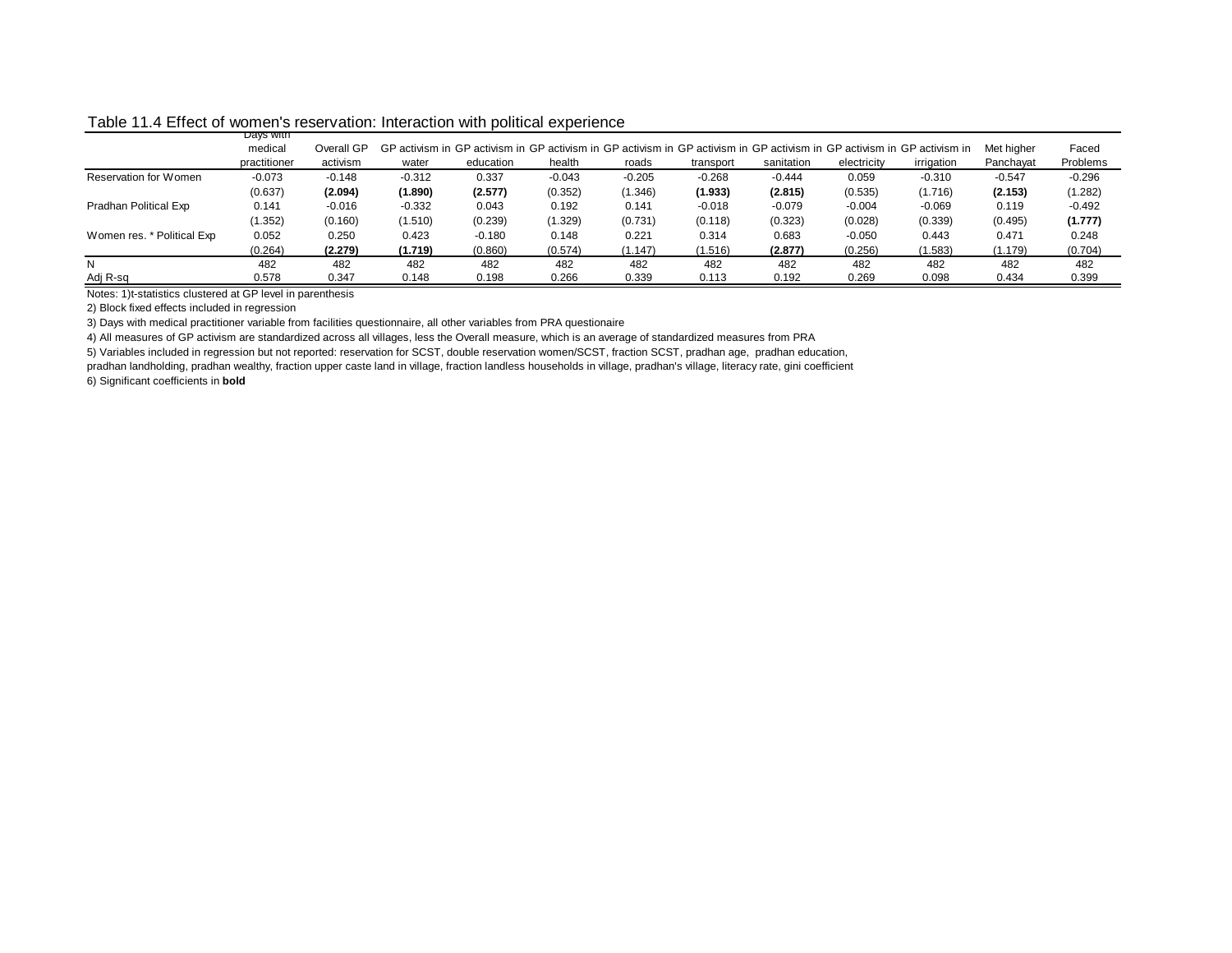Table 11.4 Effect of women's reservation: Interaction with political experience

| | Days with medical practitioner | Overall GP activism | GP activism in water | GP activism in education | GP activism in health | GP activism in roads | GP activism in transport | GP activism in sanitation | GP activism in electricity | GP activism in irrigation | Met higher Panchayat | Faced Problems |
|---|---|---|---|---|---|---|---|---|---|---|---|---|
| Reservation for Women | -0.073 | -0.148 | -0.312 | 0.337 | -0.043 | -0.205 | -0.268 | -0.444 | 0.059 | -0.310 | -0.547 | -0.296 |
| | (0.637) | **(2.094)** | **(1.890)** | **(2.577)** | (0.352) | (1.346) | **(1.933)** | **(2.815)** | (0.535) | (1.716) | **(2.153)** | (1.282) |
| Pradhan Political Exp | 0.141 | -0.016 | -0.332 | 0.043 | 0.192 | 0.141 | -0.018 | -0.079 | -0.004 | -0.069 | 0.119 | -0.492 |
| | (1.352) | (0.160) | (1.510) | (0.239) | (1.329) | (0.731) | (0.118) | (0.323) | (0.028) | (0.339) | (0.495) | **(1.777)** |
| Women res. * Political Exp | 0.052 | 0.250 | 0.423 | -0.180 | 0.148 | 0.221 | 0.314 | 0.683 | -0.050 | 0.443 | 0.471 | 0.248 |
| | (0.264) | **(2.279)** | **(1.719)** | (0.860) | (0.574) | (1.147) | (1.516) | **(2.877)** | (0.256) | (1.583) | (1.179) | (0.704) |
| N | 482 | 482 | 482 | 482 | 482 | 482 | 482 | 482 | 482 | 482 | 482 | 482 |
| Adj R-sq | 0.578 | 0.347 | 0.148 | 0.198 | 0.266 | 0.339 | 0.113 | 0.192 | 0.269 | 0.098 | 0.434 | 0.399 |

Notes: 1)t-statistics clustered at GP level in parenthesis

2) Block fixed effects included in regression

3) Days with medical practitioner variable from facilities questionnaire, all other variables from PRA questionaire

4) All measures of GP activism are standardized across all villages, less the Overall measure, which is an average of standardized measures from PRA

5) Variables included in regression but not reported: reservation for SCST, double reservation women/SCST, fraction SCST, pradhan age, pradhan education,
pradhan landholding, pradhan wealthy, fraction upper caste land in village, fraction landless households in village, pradhan's village, literacy rate, gini coefficient

6) Significant coefficients in **bold**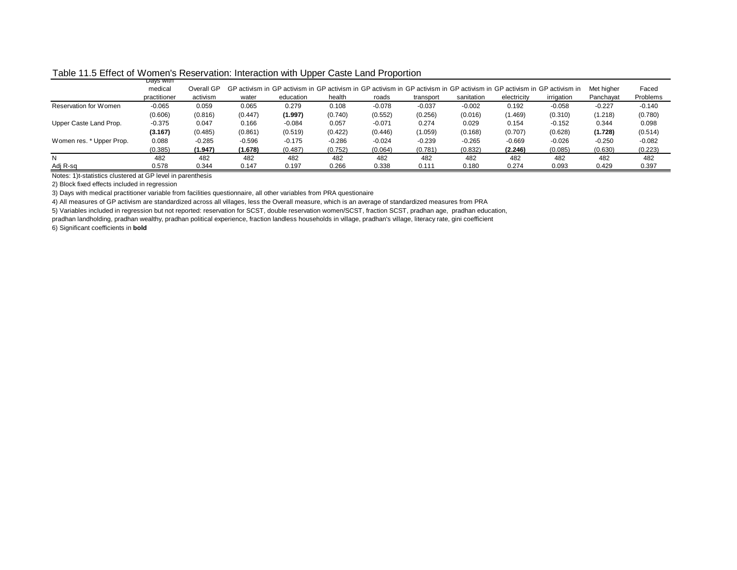Table 11.5 Effect of Women's Reservation: Interaction with Upper Caste Land Proportion

| | Days with medical practitioner | Overall GP activism | GP activism in water | GP activism in education | GP activism in health | GP activism in roads | GP activism in transport | GP activism in sanitation | GP activism in electricity | GP activism in irrigation | Met higher Panchayat | Faced Problems |
|---|---|---|---|---|---|---|---|---|---|---|---|---|
| Reservation for Women | -0.065 | 0.059 | 0.065 | 0.279 | 0.108 | -0.078 | -0.037 | -0.002 | 0.192 | -0.058 | -0.227 | -0.140 |
| | (0.606) | (0.816) | (0.447) | **(1.997)** | (0.740) | (0.552) | (0.256) | (0.016) | (1.469) | (0.310) | (1.218) | (0.780) |
| Upper Caste Land Prop. | -0.375 | 0.047 | 0.166 | -0.084 | 0.057 | -0.071 | 0.274 | 0.029 | 0.154 | -0.152 | 0.344 | 0.098 |
| | **(3.167)** | (0.485) | (0.861) | (0.519) | (0.422) | (0.446) | (1.059) | (0.168) | (0.707) | (0.628) | **(1.728)** | (0.514) |
| Women res. * Upper Prop. | 0.088 | -0.285 | -0.596 | -0.175 | -0.286 | -0.024 | -0.239 | -0.265 | -0.669 | -0.026 | -0.250 | -0.082 |
| | (0.385) | **(1.947)** | **(1.678)** | (0.487) | (0.752) | (0.064) | (0.781) | (0.832) | **(2.246)** | (0.085) | (0.630) | (0.223) |
| N | 482 | 482 | 482 | 482 | 482 | 482 | 482 | 482 | 482 | 482 | 482 | 482 |
| Adj R-sq | 0.578 | 0.344 | 0.147 | 0.197 | 0.266 | 0.338 | 0.111 | 0.180 | 0.274 | 0.093 | 0.429 | 0.397 |

Notes: 1)t-statistics clustered at GP level in parenthesis

2) Block fixed effects included in regression

3) Days with medical practitioner variable from facilities questionnaire, all other variables from PRA questionaire

4) All measures of GP activism are standardized across all villages, less the Overall measure, which is an average of standardized measures from PRA

5) Variables included in regression but not reported: reservation for SCST, double reservation women/SCST, fraction SCST, pradhan age, pradhan education, pradhan landholding, pradhan wealthy, pradhan political experience, fraction landless households in village, pradhan's village, literacy rate, gini coefficient

6) Significant coefficients in **bold**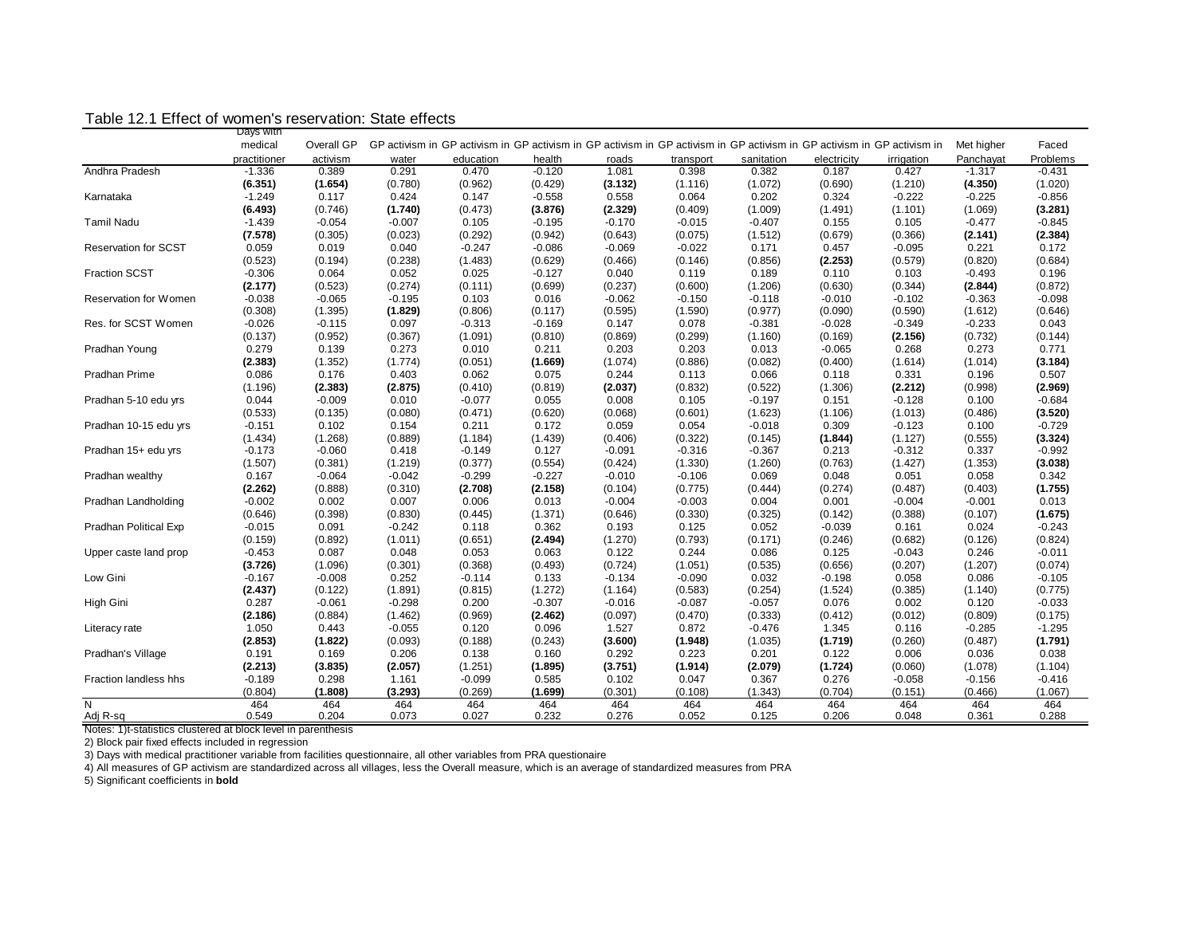Table 12.1 Effect of women's reservation: State effects

| | Days with medical practitioner | Overall GP activism | GP activism in water | GP activism in education | GP activism in health | GP activism in roads | GP activism in transport | GP activism in sanitation | GP activism in electricity | GP activism in irrigation | Met higher Panchayat | Faced Problems |
|---|---|---|---|---|---|---|---|---|---|---|---|---|
| Andhra Pradesh | -1.336 | 0.389 | 0.291 | 0.470 | -0.120 | 1.081 | 0.398 | 0.382 | 0.187 | 0.427 | -1.317 | -0.431 |
| | **(6.351)** | **(1.654)** | (0.780) | (0.962) | (0.429) | **(3.132)** | (1.116) | (1.072) | (0.690) | (1.210) | **(4.350)** | (1.020) |
| Karnataka | -1.249 | 0.117 | 0.424 | 0.147 | -0.558 | 0.558 | 0.064 | 0.202 | 0.324 | -0.222 | -0.225 | -0.856 |
| | **(6.493)** | (0.746) | **(1.740)** | (0.473) | **(3.876)** | **(2.329)** | (0.409) | (1.009) | (1.491) | (1.101) | (1.069) | **(3.281)** |
| Tamil Nadu | -1.439 | -0.054 | -0.007 | 0.105 | -0.195 | -0.170 | -0.015 | -0.407 | 0.155 | 0.105 | -0.477 | -0.845 |
| | **(7.578)** | (0.305) | (0.023) | (0.292) | (0.942) | (0.643) | (0.075) | (1.512) | (0.679) | (0.366) | **(2.141)** | **(2.384)** |
| Reservation for SCST | 0.059 | 0.019 | 0.040 | -0.247 | -0.086 | -0.069 | -0.022 | 0.171 | 0.457 | -0.095 | 0.221 | 0.172 |
| | (0.523) | (0.194) | (0.238) | (1.483) | (0.629) | (0.466) | (0.146) | (0.856) | **(2.253)** | (0.579) | (0.820) | (0.684) |
| Fraction SCST | -0.306 | 0.064 | 0.052 | 0.025 | -0.127 | 0.040 | 0.119 | 0.189 | 0.110 | 0.103 | -0.493 | 0.196 |
| | **(2.177)** | (0.523) | (0.274) | (0.111) | (0.699) | (0.237) | (0.600) | (1.206) | (0.630) | (0.344) | **(2.844)** | (0.872) |
| Reservation for Women | -0.038 | -0.065 | -0.195 | 0.103 | 0.016 | -0.062 | -0.150 | -0.118 | -0.010 | -0.102 | -0.363 | -0.098 |
| | (0.308) | (1.395) | **(1.829)** | (0.806) | (0.117) | (0.595) | (1.590) | (0.977) | (0.090) | (0.590) | (1.612) | (0.646) |
| Res. for SCST Women | -0.026 | -0.115 | 0.097 | -0.313 | -0.169 | 0.147 | 0.078 | -0.381 | -0.028 | -0.349 | -0.233 | 0.043 |
| | (0.137) | (0.952) | (0.367) | (1.091) | (0.810) | (0.869) | (0.299) | (1.160) | (0.169) | **(2.156)** | (0.732) | (0.144) |
| Pradhan Young | 0.279 | 0.139 | 0.273 | 0.010 | 0.211 | 0.203 | 0.203 | 0.013 | -0.065 | 0.268 | 0.273 | 0.771 |
| | **(2.383)** | (1.352) | (1.774) | (0.051) | **(1.669)** | (1.074) | (0.886) | (0.082) | (0.400) | (1.614) | (1.014) | **(3.184)** |
| Pradhan Prime | 0.086 | 0.176 | 0.403 | 0.062 | 0.075 | 0.244 | 0.113 | 0.066 | 0.118 | 0.331 | 0.196 | 0.507 |
| | (1.196) | **(2.383)** | **(2.875)** | (0.410) | (0.819) | **(2.037)** | (0.832) | (0.522) | (1.306) | **(2.212)** | (0.998) | **(2.969)** |
| Pradhan 5-10 edu yrs | 0.044 | -0.009 | 0.010 | -0.077 | 0.055 | 0.008 | 0.105 | -0.197 | 0.151 | -0.128 | 0.100 | -0.684 |
| | (0.533) | (0.135) | (0.080) | (0.471) | (0.620) | (0.068) | (0.601) | (1.623) | (1.106) | (1.013) | (0.486) | **(3.520)** |
| Pradhan 10-15 edu yrs | -0.151 | 0.102 | 0.154 | 0.211 | 0.172 | 0.059 | 0.054 | -0.018 | 0.309 | -0.123 | 0.100 | -0.729 |
| | (1.434) | (1.268) | (0.889) | (1.184) | (1.439) | (0.406) | (0.322) | (0.145) | **(1.844)** | (1.127) | (0.555) | **(3.324)** |
| Pradhan 15+ edu yrs | -0.173 | -0.060 | 0.418 | -0.149 | 0.127 | -0.091 | -0.316 | -0.367 | 0.213 | -0.312 | 0.337 | -0.992 |
| | (1.507) | (0.381) | (1.219) | (0.377) | (0.554) | (0.424) | (1.330) | (1.260) | (0.763) | (1.427) | (1.353) | **(3.038)** |
| Pradhan wealthy | 0.167 | -0.064 | -0.042 | -0.299 | -0.227 | -0.010 | -0.106 | 0.069 | 0.048 | 0.051 | 0.058 | 0.342 |
| | **(2.262)** | (0.888) | (0.310) | **(2.708)** | **(2.158)** | (0.104) | (0.775) | (0.444) | (0.274) | (0.487) | (0.403) | **(1.755)** |
| Pradhan Landholding | -0.002 | 0.002 | 0.007 | 0.006 | 0.013 | -0.004 | -0.003 | 0.004 | 0.001 | -0.004 | -0.001 | 0.013 |
| | (0.646) | (0.398) | (0.830) | (0.445) | (1.371) | (0.646) | (0.330) | (0.325) | (0.142) | (0.388) | (0.107) | **(1.675)** |
| Pradhan Political Exp | -0.015 | 0.091 | -0.242 | 0.118 | 0.362 | 0.193 | 0.125 | 0.052 | -0.039 | 0.161 | 0.024 | -0.243 |
| | (0.159) | (0.892) | (1.011) | (0.651) | **(2.494)** | (1.270) | (0.793) | (0.171) | (0.246) | (0.682) | (0.126) | (0.824) |
| Upper caste land prop | -0.453 | 0.087 | 0.048 | 0.053 | 0.063 | 0.122 | 0.244 | 0.086 | 0.125 | -0.043 | 0.246 | -0.011 |
| | **(3.726)** | (1.096) | (0.301) | (0.368) | (0.493) | (0.724) | (1.051) | (0.535) | (0.656) | (0.207) | (1.207) | (0.074) |
| Low Gini | -0.167 | -0.008 | 0.252 | -0.114 | 0.133 | -0.134 | -0.090 | 0.032 | -0.198 | 0.058 | 0.086 | -0.105 |
| | **(2.437)** | (0.122) | (1.891) | (0.815) | (1.272) | (1.164) | (0.583) | (0.254) | (1.524) | (0.385) | (1.140) | (0.775) |
| High Gini | 0.287 | -0.061 | -0.298 | 0.200 | -0.307 | -0.016 | -0.087 | -0.057 | 0.076 | 0.002 | 0.120 | -0.033 |
| | **(2.186)** | (0.884) | (1.462) | (0.969) | **(2.462)** | (0.097) | (0.470) | (0.333) | (0.412) | (0.012) | (0.809) | (0.175) |
| Literacy rate | 1.050 | 0.443 | -0.055 | 0.120 | 0.096 | 1.527 | 0.872 | -0.476 | 1.345 | 0.116 | -0.285 | -1.295 |
| | **(2.853)** | **(1.822)** | (0.093) | (0.188) | (0.243) | **(3.600)** | **(1.948)** | (1.035) | **(1.719)** | (0.260) | (0.487) | **(1.791)** |
| Pradhan's Village | 0.191 | 0.169 | 0.206 | 0.138 | 0.160 | 0.292 | 0.223 | 0.201 | 0.122 | 0.006 | 0.036 | 0.038 |
| | **(2.213)** | **(3.835)** | **(2.057)** | (1.251) | **(1.895)** | **(3.751)** | **(1.914)** | **(2.079)** | **(1.724)** | (0.060) | (1.078) | (1.104) |
| Fraction landless hhs | -0.189 | 0.298 | 1.161 | -0.099 | 0.585 | 0.102 | 0.047 | 0.367 | 0.276 | -0.058 | -0.156 | -0.416 |
| | (0.804) | **(1.808)** | **(3.293)** | (0.269) | **(1.699)** | (0.301) | (0.108) | (1.343) | (0.704) | (0.151) | (0.466) | (1.067) |
| N | 464 | 464 | 464 | 464 | 464 | 464 | 464 | 464 | 464 | 464 | 464 | 464 |
| Adj R-sq | 0.549 | 0.204 | 0.073 | 0.027 | 0.232 | 0.276 | 0.052 | 0.125 | 0.206 | 0.048 | 0.361 | 0.288 |

Notes: 1)t-statistics clustered at block level in parenthesis

2) Block pair fixed effects included in regression

3) Days with medical practitioner variable from facilities questionnaire, all other variables from PRA questionaire

4) All measures of GP activism are standardized across all villages, less the Overall measure, which is an average of standardized measures from PRA

5) Significant coefficients in **bold**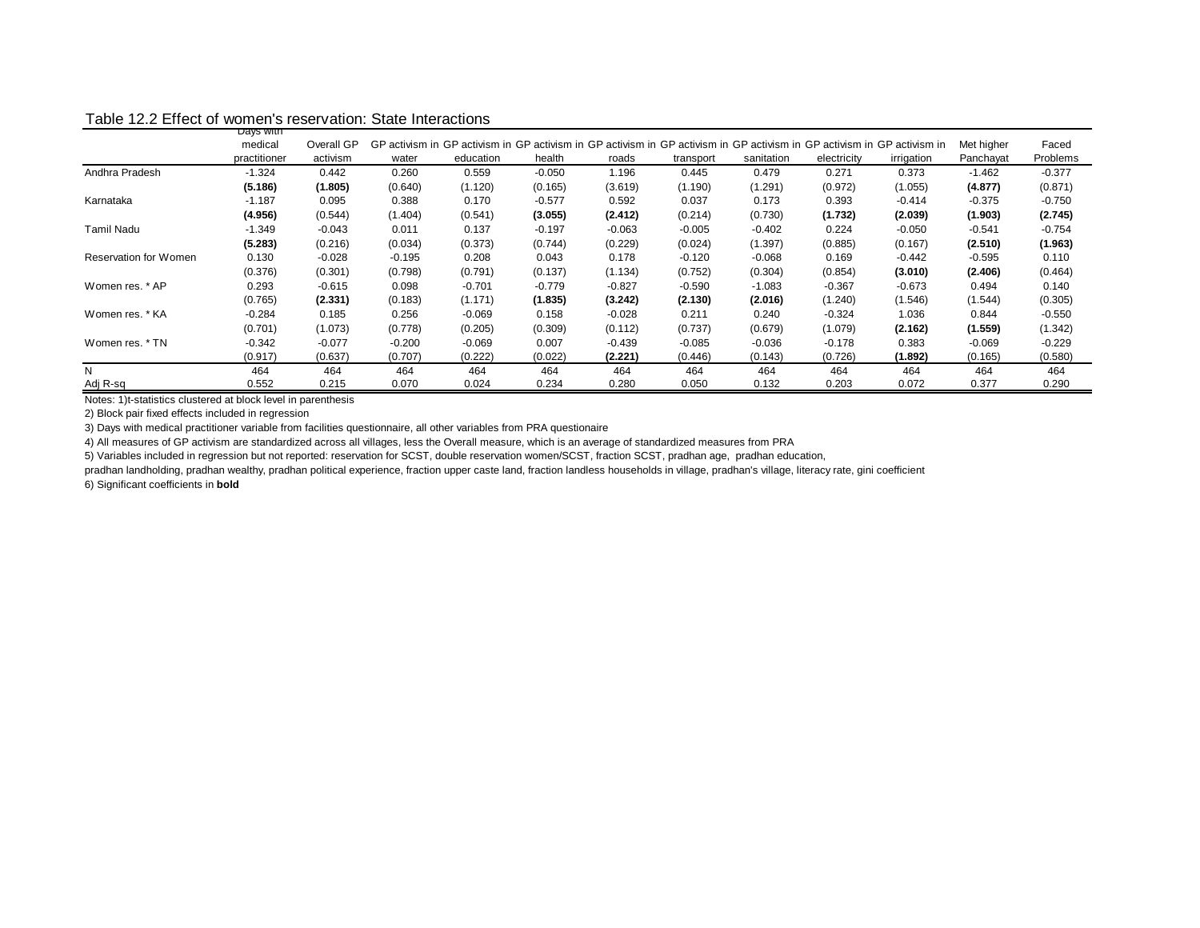Table 12.2 Effect of women's reservation: State Interactions

| | Days with medical practitioner | Overall GP activism | GP activism in water | GP activism in education | GP activism in health | GP activism in roads | GP activism in transport | GP activism in sanitation | GP activism in electricity | GP activism in irrigation | Met higher Panchayat | Faced Problems |
|---|---|---|---|---|---|---|---|---|---|---|---|---|
| Andhra Pradesh | -1.324 | 0.442 | 0.260 | 0.559 | -0.050 | 1.196 | 0.445 | 0.479 | 0.271 | 0.373 | -1.462 | -0.377 |
| | **(5.186)** | **(1.805)** | (0.640) | (1.120) | (0.165) | (3.619) | (1.190) | (1.291) | (0.972) | (1.055) | **(4.877)** | (0.871) |
| Karnataka | -1.187 | 0.095 | 0.388 | 0.170 | -0.577 | 0.592 | 0.037 | 0.173 | 0.393 | -0.414 | -0.375 | -0.750 |
| | **(4.956)** | (0.544) | (1.404) | (0.541) | **(3.055)** | **(2.412)** | (0.214) | (0.730) | **(1.732)** | **(2.039)** | **(1.903)** | **(2.745)** |
| Tamil Nadu | -1.349 | -0.043 | 0.011 | 0.137 | -0.197 | -0.063 | -0.005 | -0.402 | 0.224 | -0.050 | -0.541 | -0.754 |
| | **(5.283)** | (0.216) | (0.034) | (0.373) | (0.744) | (0.229) | (0.024) | (1.397) | (0.885) | (0.167) | **(2.510)** | **(1.963)** |
| Reservation for Women | 0.130 | -0.028 | -0.195 | 0.208 | 0.043 | 0.178 | -0.120 | -0.068 | 0.169 | -0.442 | -0.595 | 0.110 |
| | (0.376) | (0.301) | (0.798) | (0.791) | (0.137) | (1.134) | (0.752) | (0.304) | (0.854) | **(3.010)** | **(2.406)** | (0.464) |
| Women res. * AP | 0.293 | -0.615 | 0.098 | -0.701 | -0.779 | -0.827 | -0.590 | -1.083 | -0.367 | -0.673 | 0.494 | 0.140 |
| | (0.765) | **(2.331)** | (0.183) | (1.171) | **(1.835)** | **(3.242)** | **(2.130)** | **(2.016)** | (1.240) | (1.546) | (1.544) | (0.305) |
| Women res. * KA | -0.284 | 0.185 | 0.256 | -0.069 | 0.158 | -0.028 | 0.211 | 0.240 | -0.324 | 1.036 | 0.844 | -0.550 |
| | (0.701) | (1.073) | (0.778) | (0.205) | (0.309) | (0.112) | (0.737) | (0.679) | (1.079) | **(2.162)** | **(1.559)** | (1.342) |
| Women res. * TN | -0.342 | -0.077 | -0.200 | -0.069 | 0.007 | -0.439 | -0.085 | -0.036 | -0.178 | 0.383 | -0.069 | -0.229 |
| | (0.917) | (0.637) | (0.707) | (0.222) | (0.022) | **(2.221)** | (0.446) | (0.143) | (0.726) | **(1.892)** | (0.165) | (0.580) |
| N | 464 | 464 | 464 | 464 | 464 | 464 | 464 | 464 | 464 | 464 | 464 | 464 |
| Adj R-sq | 0.552 | 0.215 | 0.070 | 0.024 | 0.234 | 0.280 | 0.050 | 0.132 | 0.203 | 0.072 | 0.377 | 0.290 |

Notes: 1)t-statistics clustered at block level in parenthesis

2) Block pair fixed effects included in regression

3) Days with medical practitioner variable from facilities questionnaire, all other variables from PRA questionaire

4) All measures of GP activism are standardized across all villages, less the Overall measure, which is an average of standardized measures from PRA

5) Variables included in regression but not reported: reservation for SCST, double reservation women/SCST, fraction SCST, pradhan age, pradhan education,
pradhan landholding, pradhan wealthy, pradhan political experience, fraction upper caste land, fraction landless households in village, pradhan's village, literacy rate, gini coefficient

6) Significant coefficients in **bold**